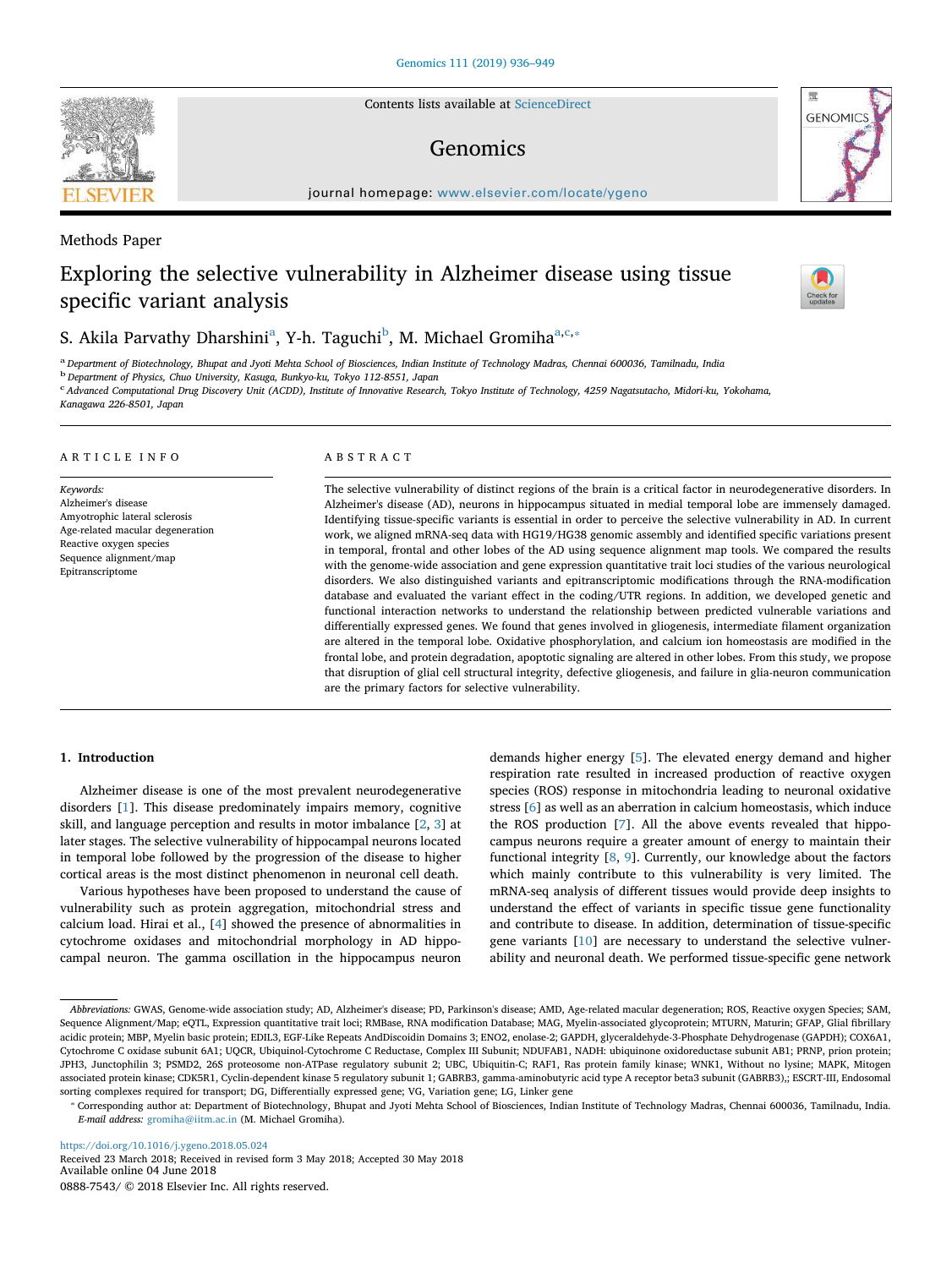Methods Paper

# Exploring the selective vulnerability in Alzheimer disease using tissue specific variant analysis

S. Akila Parvathy Dharshini[a], Y-h. Taguchi[b], M. Michael Gromiha[a,c,*]

[a] Department of Biotechnology, Bhupat and Jyoti Mehta School of Biosciences, Indian Institute of Technology Madras, Chennai 600036, Tamilnadu, India
[b] Department of Physics, Chuo University, Kasuga, Bunkyo-ku, Tokyo 112-8551, Japan
[c] Advanced Computational Drug Discovery Unit (ACDD), Institute of Innovative Research, Tokyo Institute of Technology, 4259 Nagatsutacho, Midori-ku, Yokohama, Kanagawa 226-8501, Japan

## ARTICLE INFO

*Keywords:*
Alzheimer's disease
Amyotrophic lateral sclerosis
Age-related macular degeneration
Reactive oxygen species
Sequence alignment/map
Epitranscriptome

## ABSTRACT

The selective vulnerability of distinct regions of the brain is a critical factor in neurodegenerative disorders. In Alzheimer's disease (AD), neurons in hippocampus situated in medial temporal lobe are immensely damaged. Identifying tissue-specific variants is essential in order to perceive the selective vulnerability in AD. In current work, we aligned mRNA-seq data with HG19/HG38 genomic assembly and identified specific variations present in temporal, frontal and other lobes of the AD using sequence alignment map tools. We compared the results with the genome-wide association and gene expression quantitative trait loci studies of the various neurological disorders. We also distinguished variants and epitranscriptomic modifications through the RNA-modification database and evaluated the variant effect in the coding/UTR regions. In addition, we developed genetic and functional interaction networks to understand the relationship between predicted vulnerable variations and differentially expressed genes. We found that genes involved in gliogenesis, intermediate filament organization are altered in the temporal lobe. Oxidative phosphorylation, and calcium ion homeostasis are modified in the frontal lobe, and protein degradation, apoptotic signaling are altered in other lobes. From this study, we propose that disruption of glial cell structural integrity, defective gliogenesis, and failure in glia-neuron communication are the primary factors for selective vulnerability.

## 1. Introduction

Alzheimer disease is one of the most prevalent neurodegenerative disorders [1]. This disease predominately impairs memory, cognitive skill, and language perception and results in motor imbalance [2, 3] at later stages. The selective vulnerability of hippocampal neurons located in temporal lobe followed by the progression of the disease to higher cortical areas is the most distinct phenomenon in neuronal cell death.

Various hypotheses have been proposed to understand the cause of vulnerability such as protein aggregation, mitochondrial stress and calcium load. Hirai et al., [4] showed the presence of abnormalities in cytochrome oxidases and mitochondrial morphology in AD hippocampal neuron. The gamma oscillation in the hippocampus neuron demands higher energy [5]. The elevated energy demand and higher respiration rate resulted in increased production of reactive oxygen species (ROS) response in mitochondria leading to neuronal oxidative stress [6] as well as an aberration in calcium homeostasis, which induce the ROS production [7]. All the above events revealed that hippocampus neurons require a greater amount of energy to maintain their functional integrity [8, 9]. Currently, our knowledge about the factors which mainly contribute to this vulnerability is very limited. The mRNA-seq analysis of different tissues would provide deep insights to understand the effect of variants in specific tissue gene functionality and contribute to disease. In addition, determination of tissue-specific gene variants [10] are necessary to understand the selective vulnerability and neuronal death. We performed tissue-specific gene network

---

*Abbreviations:* GWAS, Genome-wide association study; AD, Alzheimer's disease; PD, Parkinson's disease; AMD, Age-related macular degeneration; ROS, Reactive oxygen Species; SAM, Sequence Alignment/Map; eQTL, Expression quantitative trait loci; RMBase, RNA modification Database; MAG, Myelin-associated glycoprotein; MTURN, Maturin; GFAP, Glial fibrillary acidic protein; MBP, Myelin basic protein; EDIL3, EGF-Like Repeats AndDiscoidin Domains 3; ENO2, enolase-2; GAPDH, glyceraldehyde-3-Phosphate Dehydrogenase (GAPDH); COX6A1, Cytochrome C oxidase subunit 6A1; UQCR, Ubiquinol-Cytochrome C Reductase, Complex III Subunit; NDUFAB1, NADH: ubiquinone oxidoreductase subunit AB1; PRNP, prion protein; JPH3, Junctophilin 3; PSMD2, 26S proteosome non-ATPase regulatory subunit 2; UBC, Ubiquitin-C; RAF1, Ras protein family kinase; WNK1, Without no lysine; MAPK, Mitogen associated protein kinase; CDK5R1, Cyclin-dependent kinase 5 regulatory subunit 1; GABRB3, gamma-aminobutyric acid type A receptor beta3 subunit (GABRB3),; ESCRT-III, Endosomal sorting complexes required for transport; DG, Differentially expressed gene; VG, Variation gene; LG, Linker gene

\* Corresponding author at: Department of Biotechnology, Bhupat and Jyoti Mehta School of Biosciences, Indian Institute of Technology Madras, Chennai 600036, Tamilnadu, India.
*E-mail address:* gromiha@iitm.ac.in (M. Michael Gromiha).

https://doi.org/10.1016/j.ygeno.2018.05.024
Received 23 March 2018; Received in revised form 3 May 2018; Accepted 30 May 2018
Available online 04 June 2018
0888-7543/ © 2018 Elsevier Inc. All rights reserved.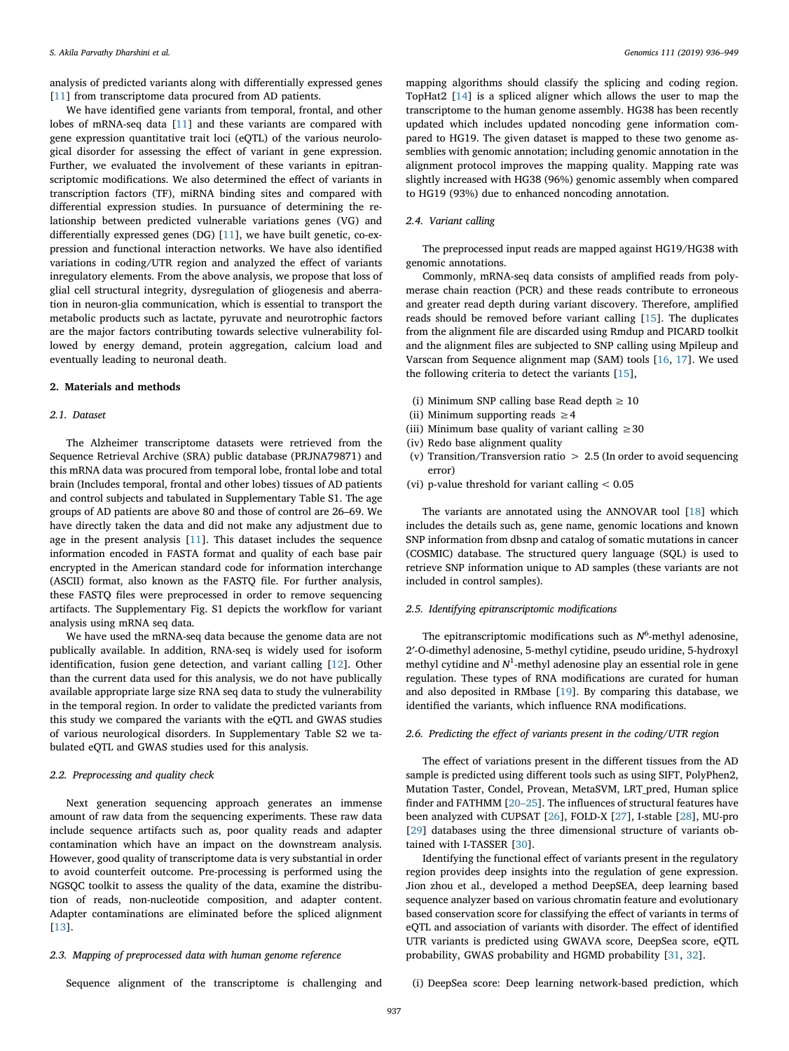analysis of predicted variants along with differentially expressed genes [11] from transcriptome data procured from AD patients.

We have identified gene variants from temporal, frontal, and other lobes of mRNA-seq data [11] and these variants are compared with gene expression quantitative trait loci (eQTL) of the various neurological disorder for assessing the effect of variant in gene expression. Further, we evaluated the involvement of these variants in epitranscriptomic modifications. We also determined the effect of variants in transcription factors (TF), miRNA binding sites and compared with differential expression studies. In pursuance of determining the relationship between predicted vulnerable variations genes (VG) and differentially expressed genes (DG) [11], we have built genetic, co-expression and functional interaction networks. We have also identified variations in coding/UTR region and analyzed the effect of variants inregulatory elements. From the above analysis, we propose that loss of glial cell structural integrity, dysregulation of gliogenesis and aberration in neuron-glia communication, which is essential to transport the metabolic products such as lactate, pyruvate and neurotrophic factors are the major factors contributing towards selective vulnerability followed by energy demand, protein aggregation, calcium load and eventually leading to neuronal death.

## 2. Materials and methods

### 2.1. Dataset

The Alzheimer transcriptome datasets were retrieved from the Sequence Retrieval Archive (SRA) public database (PRJNA79871) and this mRNA data was procured from temporal lobe, frontal lobe and total brain (Includes temporal, frontal and other lobes) tissues of AD patients and control subjects and tabulated in Supplementary Table S1. The age groups of AD patients are above 80 and those of control are 26–69. We have directly taken the data and did not make any adjustment due to age in the present analysis [11]. This dataset includes the sequence information encoded in FASTA format and quality of each base pair encrypted in the American standard code for information interchange (ASCII) format, also known as the FASTQ file. For further analysis, these FASTQ files were preprocessed in order to remove sequencing artifacts. The Supplementary Fig. S1 depicts the workflow for variant analysis using mRNA seq data.

We have used the mRNA-seq data because the genome data are not publically available. In addition, RNA-seq is widely used for isoform identification, fusion gene detection, and variant calling [12]. Other than the current data used for this analysis, we do not have publically available appropriate large size RNA seq data to study the vulnerability in the temporal region. In order to validate the predicted variants from this study we compared the variants with the eQTL and GWAS studies of various neurological disorders. In Supplementary Table S2 we tabulated eQTL and GWAS studies used for this analysis.

### 2.2. Preprocessing and quality check

Next generation sequencing approach generates an immense amount of raw data from the sequencing experiments. These raw data include sequence artifacts such as, poor quality reads and adapter contamination which have an impact on the downstream analysis. However, good quality of transcriptome data is very substantial in order to avoid counterfeit outcome. Pre-processing is performed using the NGSQC toolkit to assess the quality of the data, examine the distribution of reads, non-nucleotide composition, and adapter content. Adapter contaminations are eliminated before the spliced alignment [13].

### 2.3. Mapping of preprocessed data with human genome reference

Sequence alignment of the transcriptome is challenging and mapping algorithms should classify the splicing and coding region. TopHat2 [14] is a spliced aligner which allows the user to map the transcriptome to the human genome assembly. HG38 has been recently updated which includes updated noncoding gene information compared to HG19. The given dataset is mapped to these two genome assemblies with genomic annotation; including genomic annotation in the alignment protocol improves the mapping quality. Mapping rate was slightly increased with HG38 (96%) genomic assembly when compared to HG19 (93%) due to enhanced noncoding annotation.

### 2.4. Variant calling

The preprocessed input reads are mapped against HG19/HG38 with genomic annotations.

Commonly, mRNA-seq data consists of amplified reads from polymerase chain reaction (PCR) and these reads contribute to erroneous and greater read depth during variant discovery. Therefore, amplified reads should be removed before variant calling [15]. The duplicates from the alignment file are discarded using Rmdup and PICARD toolkit and the alignment files are subjected to SNP calling using Mpileup and Varscan from Sequence alignment map (SAM) tools [16, 17]. We used the following criteria to detect the variants [15],

(i) Minimum SNP calling base Read depth ≥ 10
(ii) Minimum supporting reads ≥4
(iii) Minimum base quality of variant calling ≥30
(iv) Redo base alignment quality
(v) Transition/Transversion ratio > 2.5 (In order to avoid sequencing error)
(vi) p-value threshold for variant calling < 0.05

The variants are annotated using the ANNOVAR tool [18] which includes the details such as, gene name, genomic locations and known SNP information from dbsnp and catalog of somatic mutations in cancer (COSMIC) database. The structured query language (SQL) is used to retrieve SNP information unique to AD samples (these variants are not included in control samples).

### 2.5. Identifying epitranscriptomic modifications

The epitranscriptomic modifications such as $N^6$-methyl adenosine, 2′-O-dimethyl adenosine, 5-methyl cytidine, pseudo uridine, 5-hydroxyl methyl cytidine and $N^1$-methyl adenosine play an essential role in gene regulation. These types of RNA modifications are curated for human and also deposited in RMbase [19]. By comparing this database, we identified the variants, which influence RNA modifications.

### 2.6. Predicting the effect of variants present in the coding/UTR region

The effect of variations present in the different tissues from the AD sample is predicted using different tools such as using SIFT, PolyPhen2, Mutation Taster, Condel, Provean, MetaSVM, LRT_pred, Human splice finder and FATHMM [20–25]. The influences of structural features have been analyzed with CUPSAT [26], FOLD-X [27], I-stable [28], MU-pro [29] databases using the three dimensional structure of variants obtained with I-TASSER [30].

Identifying the functional effect of variants present in the regulatory region provides deep insights into the regulation of gene expression. Jion zhou et al., developed a method DeepSEA, deep learning based sequence analyzer based on various chromatin feature and evolutionary based conservation score for classifying the effect of variants in terms of eQTL and association of variants with disorder. The effect of identified UTR variants is predicted using GWAVA score, DeepSea score, eQTL probability, GWAS probability and HGMD probability [31, 32].

(i) DeepSea score: Deep learning network-based prediction, which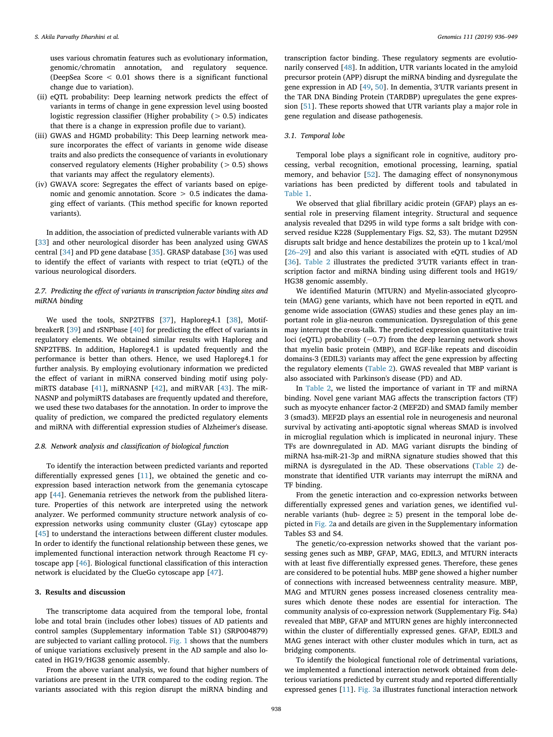uses various chromatin features such as evolutionary information, genomic/chromatin annotation, and regulatory sequence. (DeepSea Score < 0.01 shows there is a significant functional change due to variation).

(ii) eQTL probability: Deep learning network predicts the effect of variants in terms of change in gene expression level using boosted logistic regression classifier (Higher probability (> 0.5) indicates that there is a change in expression profile due to variant).

(iii) GWAS and HGMD probability: This Deep learning network measure incorporates the effect of variants in genome wide disease traits and also predicts the consequence of variants in evolutionary conserved regulatory elements (Higher probability (> 0.5) shows that variants may affect the regulatory elements).

(iv) GWAVA score: Segregates the effect of variants based on epigenomic and genomic annotation. Score > 0.5 indicates the damaging effect of variants. (This method specific for known reported variants).

In addition, the association of predicted vulnerable variants with AD [33] and other neurological disorder has been analyzed using GWAS central [34] and PD gene database [35]. GRASP database [36] was used to identify the effect of variants with respect to triat (eQTL) of the various neurological disorders.

### 2.7. Predicting the effect of variants in transcription factor binding sites and miRNA binding

We used the tools, SNP2TFBS [37], Haploreg4.1 [38], MotifbreakerR [39] and rSNPbase [40] for predicting the effect of variants in regulatory elements. We obtained similar results with Haploreg and SNP2TFBS. In addition, Haploreg4.1 is updated frequently and the performance is better than others. Hence, we used Haploreg4.1 for further analysis. By employing evolutionary information we predicted the effect of variant in miRNA conserved binding motif using polymiRTS database [41], miRNASNP [42], and miRVAR [43]. The miRNASNP and polymiRTS databases are frequently updated and therefore, we used these two databases for the annotation. In order to improve the quality of prediction, we compared the predicted regulatory elements and miRNA with differential expression studies of Alzheimer's disease.

### 2.8. Network analysis and classification of biological function

To identify the interaction between predicted variants and reported differentially expressed genes [11], we obtained the genetic and co-expression based interaction network from the genemania cytoscape app [44]. Genemania retrieves the network from the published literature. Properties of this network are interpreted using the network analyzer. We performed community structure network analysis of co-expression networks using community cluster (GLay) cytoscape app [45] to understand the interactions between different cluster modules. In order to identify the functional relationship between these genes, we implemented functional interaction network through Reactome FI cytoscape app [46]. Biological functional classification of this interaction network is elucidated by the ClueGo cytoscape app [47].

## 3. Results and discussion

The transcriptome data acquired from the temporal lobe, frontal lobe and total brain (includes other lobes) tissues of AD patients and control samples (Supplementary information Table S1) (SRP004879) are subjected to variant calling protocol. Fig. 1 shows that the numbers of unique variations exclusively present in the AD sample and also located in HG19/HG38 genomic assembly.

From the above variant analysis, we found that higher numbers of variations are present in the UTR compared to the coding region. The variants associated with this region disrupt the miRNA binding and transcription factor binding. These regulatory segments are evolutionarily conserved [48]. In addition, UTR variants located in the amyloid precursor protein (APP) disrupt the miRNA binding and dysregulate the gene expression in AD [49, 50]. In dementia, 3′UTR variants present in the TAR DNA Binding Protein (TARDBP) upregulates the gene expression [51]. These reports showed that UTR variants play a major role in gene regulation and disease pathogenesis.

### 3.1. Temporal lobe

Temporal lobe plays a significant role in cognitive, auditory processing, verbal recognition, emotional processing, learning, spatial memory, and behavior [52]. The damaging effect of nonsynonymous variations has been predicted by different tools and tabulated in Table 1.

We observed that glial fibrillary acidic protein (GFAP) plays an essential role in preserving filament integrity. Structural and sequence analysis revealed that D295 in wild type forms a salt bridge with conserved residue K228 (Supplementary Figs. S2, S3). The mutant D295N disrupts salt bridge and hence destabilizes the protein up to 1 kcal/mol [26–29] and also this variant is associated with eQTL studies of AD [36]. Table 2 illustrates the predicted 3′UTR variants effect in transcription factor and miRNA binding using different tools and HG19/HG38 genomic assembly.

We identified Maturin (MTURN) and Myelin-associated glycoprotein (MAG) gene variants, which have not been reported in eQTL and genome wide association (GWAS) studies and these genes play an important role in glia-neuron communication. Dysregulation of this gene may interrupt the cross-talk. The predicted expression quantitative trait loci (eQTL) probability (~0.7) from the deep learning network shows that myelin basic protein (MBP), and EGF-like repeats and discoidin domains-3 (EDIL3) variants may affect the gene expression by affecting the regulatory elements (Table 2). GWAS revealed that MBP variant is also associated with Parkinson's disease (PD) and AD.

In Table 2, we listed the importance of variant in TF and miRNA binding. Novel gene variant MAG affects the transcription factors (TF) such as myocyte enhancer factor-2 (MEF2D) and SMAD family member 3 (smad3). MEF2D plays an essential role in neurogenesis and neuronal survival by activating anti-apoptotic signal whereas SMAD is involved in microglial regulation which is implicated in neuronal injury. These TFs are downregulated in AD. MAG variant disrupts the binding of miRNA hsa-miR-21-3p and miRNA signature studies showed that this miRNA is dysregulated in the AD. These observations (Table 2) demonstrate that identified UTR variants may interrupt the miRNA and TF binding.

From the genetic interaction and co-expression networks between differentially expressed genes and variation genes, we identified vulnerable variants (hub- degree ≥ 5) present in the temporal lobe depicted in Fig. 2a and details are given in the Supplementary information Tables S3 and S4.

The genetic/co-expression networks showed that the variant possessing genes such as MBP, GFAP, MAG, EDIL3, and MTURN interacts with at least five differentially expressed genes. Therefore, these genes are considered to be potential hubs. MBP gene showed a higher number of connections with increased betweenness centrality measure. MBP, MAG and MTURN genes possess increased closeness centrality measures which denote these nodes are essential for interaction. The community analysis of co-expression network (Supplementary Fig. S4a) revealed that MBP, GFAP and MTURN genes are highly interconnected within the cluster of differentially expressed genes. GFAP, EDIL3 and MAG genes interact with other cluster modules which in turn, act as bridging components.

To identify the biological functional role of detrimental variations, we implemented a functional interaction network obtained from deleterious variations predicted by current study and reported differentially expressed genes [11]. Fig. 3a illustrates functional interaction network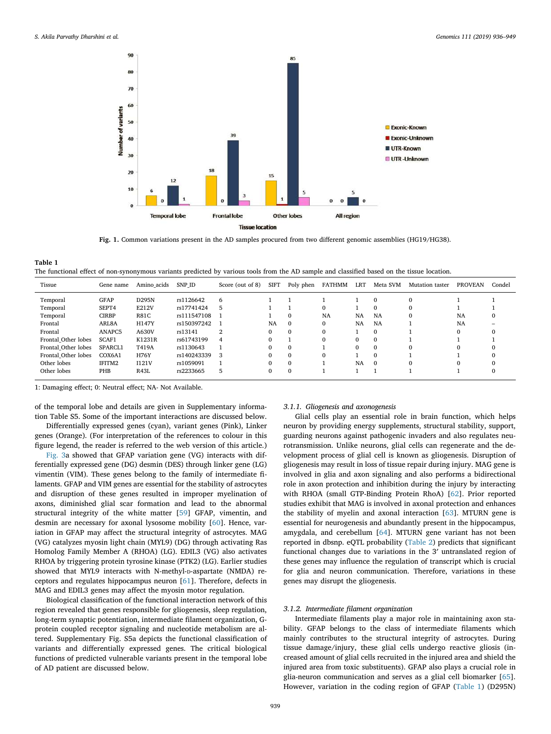Fig. 1. Common variations present in the AD samples procured from two different genomic assemblies (HG19/HG38).

Table 1
The functional effect of non-synonymous variants predicted by various tools from the AD sample and classified based on the tissue location.

| Tissue | Gene name | Amino_acids | SNP_ID | Score (out of 8) | SIFT | Poly phen | FATHMM | LRT | Meta SVM | Mutation taster | PROVEAN | Condel |
|---|---|---|---|---|---|---|---|---|---|---|---|---|
| Temporal | GFAP | D295N | rs1126642 | 6 | 1 | 1 | 1 | 1 | 0 | 0 | 1 | 1 |
| Temporal | SEPT4 | E212V | rs17741424 | 5 | 1 | 1 | 0 | 1 | 0 | 0 | 1 | 1 |
| Temporal | CIRBP | R81C | rs111547108 | 1 | 1 | 0 | NA | NA | NA | 0 | NA | 0 |
| Frontal | ARL8A | H147Y | rs150397242 | 1 | NA | 0 | 0 | NA | NA | 1 | NA | – |
| Frontal | ANAPC5 | A630V | rs13141 | 2 | 0 | 0 | 0 | 1 | 0 | 1 | 0 | 0 |
| Frontal_Other lobes | SCAF1 | K1231R | rs61743199 | 4 | 0 | 1 | 0 | 0 | 0 | 1 | 1 | 1 |
| Frontal_Other lobes | SPARCL1 | T419A | rs1130643 | 1 | 0 | 0 | 1 | 0 | 0 | 0 | 0 | 0 |
| Frontal_Other lobes | COX6A1 | H76Y | rs140243339 | 3 | 0 | 0 | 0 | 1 | 0 | 1 | 1 | 0 |
| Other lobes | IFITM2 | I121V | rs1059091 | 1 | 0 | 0 | 1 | NA | 0 | 0 | 0 | 0 |
| Other lobes | PHB | R43L | rs2233665 | 5 | 0 | 0 | 1 | 1 | 1 | 1 | 1 | 0 |

1: Damaging effect; 0: Neutral effect; NA- Not Available.

of the temporal lobe and details are given in Supplementary information Table S5. Some of the important interactions are discussed below.

Differentially expressed genes (cyan), variant genes (Pink), Linker genes (Orange). (For interpretation of the references to colour in this figure legend, the reader is referred to the web version of this article.)

Fig. 3a showed that GFAP variation gene (VG) interacts with differentially expressed gene (DG) desmin (DES) through linker gene (LG) vimentin (VIM). These genes belong to the family of intermediate filaments. GFAP and VIM genes are essential for the stability of astrocytes and disruption of these genes resulted in improper myelination of axons, diminished glial scar formation and lead to the abnormal structural integrity of the white matter [59] GFAP, vimentin, and desmin are necessary for axonal lysosome mobility [60]. Hence, variation in GFAP may affect the structural integrity of astrocytes. MAG (VG) catalyzes myosin light chain (MYL9) (DG) through activating Ras Homolog Family Member A (RHOA) (LG). EDIL3 (VG) also activates RHOA by triggering protein tyrosine kinase (PTK2) (LG). Earlier studies showed that MYL9 interacts with N-methyl-D-aspartate (NMDA) receptors and regulates hippocampus neuron [61]. Therefore, defects in MAG and EDIL3 genes may affect the myosin motor regulation.

Biological classification of the functional interaction network of this region revealed that genes responsible for gliogenesis, sleep regulation, long-term synaptic potentiation, intermediate filament organization, G-protein coupled receptor signaling and nucleotide metabolism are altered. Supplementary Fig. S5a depicts the functional classification of variants and differentially expressed genes. The critical biological functions of predicted vulnerable variants present in the temporal lobe of AD patient are discussed below.

#### 3.1.1. Gliogenesis and axonogenesis

Glial cells play an essential role in brain function, which helps neuron by providing energy supplements, structural stability, support, guarding neurons against pathogenic invaders and also regulates neurotransmission. Unlike neurons, glial cells can regenerate and the development process of glial cell is known as gliogenesis. Disruption of gliogenesis may result in loss of tissue repair during injury. MAG gene is involved in glia and axon signaling and also performs a bidirectional role in axon protection and inhibition during the injury by interacting with RHOA (small GTP-Binding Protein RhoA) [62]. Prior reported studies exhibit that MAG is involved in axonal protection and enhances the stability of myelin and axonal interaction [63]. MTURN gene is essential for neurogenesis and abundantly present in the hippocampus, amygdala, and cerebellum [64]. MTURN gene variant has not been reported in dbsnp. eQTL probability (Table 2) predicts that significant functional changes due to variations in the 3′ untranslated region of these genes may influence the regulation of transcript which is crucial for glia and neuron communication. Therefore, variations in these genes may disrupt the gliogenesis.

#### 3.1.2. Intermediate filament organization

Intermediate filaments play a major role in maintaining axon stability. GFAP belongs to the class of intermediate filaments which mainly contributes to the structural integrity of astrocytes. During tissue damage/injury, these glial cells undergo reactive gliosis (increased amount of glial cells recruited in the injured area and shield the injured area from toxic substituents). GFAP also plays a crucial role in glia-neuron communication and serves as a glial cell biomarker [65]. However, variation in the coding region of GFAP (Table 1) (D295N)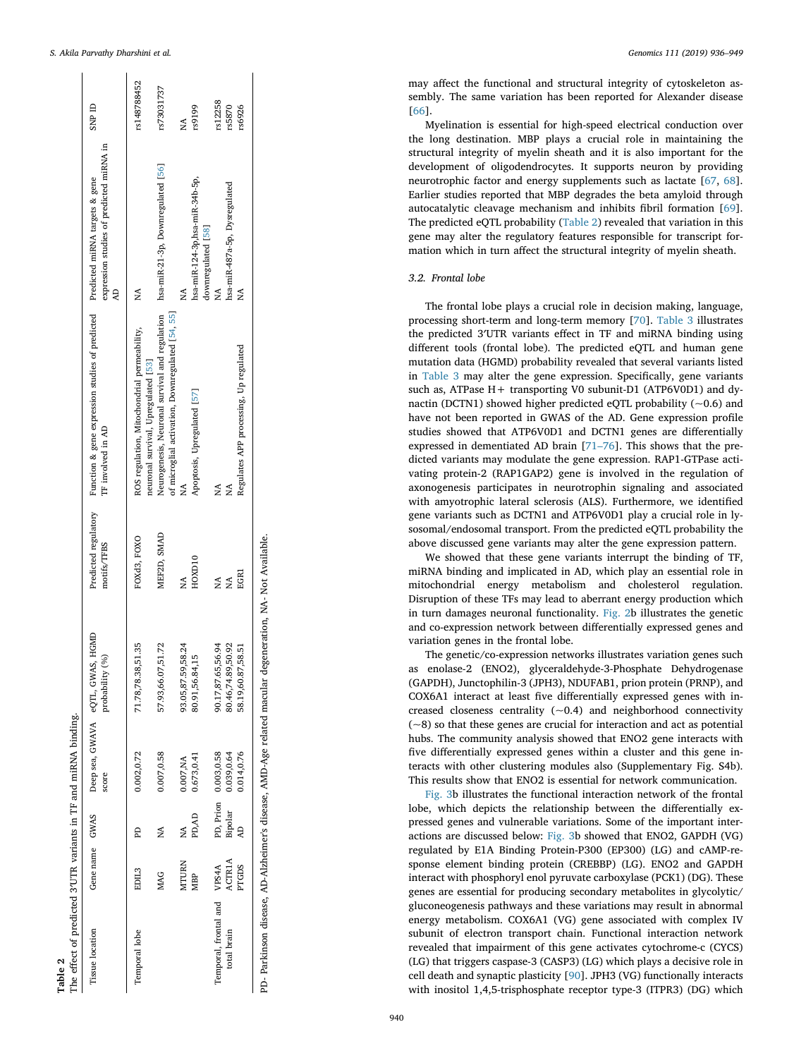**Table 2**
The effect of predicted 3′UTR variants in TF and miRNA binding.

| Tissue location | Gene name | GWAS | Deep sea, GWAVA score | eQTL, GWAS, HGMD probability (%) | Predicted regulatory motifs/TFBS | Function & gene expression studies of predicted TF involved in AD | Predicted miRNA targets & gene expression studies of predicted miRNA in AD | SNP ID |
|---|---|---|---|---|---|---|---|---|
| Temporal lobe | EDIL3 | PD | 0.002,0.72 | 71.78,78.38,51.35 | FOXd3, FOXO | ROS regulation, Mitochondrial permeability, neuronal survival, Upregulated [53] | NA | rs148788452 |
| | MAG | NA | 0.007,0.58 | 57.93,66.07,51.72 | MEF2D, SMAD | Neurogenesis, Neuronal survival and regulation of microglial activation, Downregulated [54, 55] | hsa-miR-21-3p, Downregulated [56] | rs73031737 |
| | MTURN | NA | 0.007,NA | 93.05,87.59,58.24 | NA | NA | NA | NA |
| | MBP | PD,AD | 0.673,0.41 | 80.91,56.84,15 | HOXD10 | Apoptosis, Upregulated [57] | hsa-miR-124-3p,hsa-miR-34b-5p, downregulated [58] | rs9199 |
| Temporal, frontal and total brain | VPS4A | PD, Prion | 0.003,0.58 | 90.17,87.65,56.94 | NA | NA | NA | rs12258 |
| | ACTR1A | Bipolar | 0.039,0.64 | 80.46,74.89,50.92 | NA | NA | hsa-miR-487a-5p, Dysregulated | rs5870 |
| | PTGDS | AD | 0.014,0.76 | 58.19,60.87,58.51 | EGR1 | Regulates APP processing, Up regulated | NA | rs6926 |

PD- Parkinson disease, AD-Alzheimer's disease, AMD-Age related macular degeneration, NA- Not Available.

may affect the functional and structural integrity of cytoskeleton assembly. The same variation has been reported for Alexander disease [66].

Myelination is essential for high-speed electrical conduction over the long destination. MBP plays a crucial role in maintaining the structural integrity of myelin sheath and it is also important for the development of oligodendrocytes. It supports neuron by providing neurotrophic factor and energy supplements such as lactate [67, 68]. Earlier studies reported that MBP degrades the beta amyloid through autocatalytic cleavage mechanism and inhibits fibril formation [69]. The predicted eQTL probability (Table 2) revealed that variation in this gene may alter the regulatory features responsible for transcript formation which in turn affect the structural integrity of myelin sheath.

### 3.2. Frontal lobe

The frontal lobe plays a crucial role in decision making, language, processing short-term and long-term memory [70]. Table 3 illustrates the predicted 3′UTR variants effect in TF and miRNA binding using different tools (frontal lobe). The predicted eQTL and human gene mutation data (HGMD) probability revealed that several variants listed in Table 3 may alter the gene expression. Specifically, gene variants such as, ATPase H+ transporting V0 subunit-D1 (ATP6V0D1) and dynactin (DCTN1) showed higher predicted eQTL probability (~0.6) and have not been reported in GWAS of the AD. Gene expression profile studies showed that ATP6V0D1 and DCTN1 genes are differentially expressed in dementiated AD brain [71–76]. This shows that the predicted variants may modulate the gene expression. RAP1-GTPase activating protein-2 (RAP1GAP2) gene is involved in the regulation of axonogenesis participates in neurotrophin signaling and associated with amyotrophic lateral sclerosis (ALS). Furthermore, we identified gene variants such as DCTN1 and ATP6V0D1 play a crucial role in lysosomal/endosomal transport. From the predicted eQTL probability the above discussed gene variants may alter the gene expression pattern.

We showed that these gene variants interrupt the binding of TF, miRNA binding and implicated in AD, which play an essential role in mitochondrial energy metabolism and cholesterol regulation. Disruption of these TFs may lead to aberrant energy production which in turn damages neuronal functionality. Fig. 2b illustrates the genetic and co-expression network between differentially expressed genes and variation genes in the frontal lobe.

The genetic/co-expression networks illustrates variation genes such as enolase-2 (ENO2), glyceraldehyde-3-Phosphate Dehydrogenase (GAPDH), Junctophilin-3 (JPH3), NDUFAB1, prion protein (PRNP), and COX6A1 interact at least five differentially expressed genes with increased closeness centrality (~0.4) and neighborhood connectivity (~8) so that these genes are crucial for interaction and act as potential hubs. The community analysis showed that ENO2 gene interacts with five differentially expressed genes within a cluster and this gene interacts with other clustering modules also (Supplementary Fig. S4b). This results show that ENO2 is essential for network communication.

Fig. 3b illustrates the functional interaction network of the frontal lobe, which depicts the relationship between the differentially expressed genes and vulnerable variations. Some of the important interactions are discussed below: Fig. 3b showed that ENO2, GAPDH (VG) regulated by E1A Binding Protein-P300 (EP300) (LG) and cAMP-response element binding protein (CREBBP) (LG). ENO2 and GAPDH interact with phosphoryl enol pyruvate carboxylase (PCK1) (DG). These genes are essential for producing secondary metabolites in glycolytic/gluconeogenesis pathways and these variations may result in abnormal energy metabolism. COX6A1 (VG) gene associated with complex IV subunit of electron transport chain. Functional interaction network revealed that impairment of this gene activates cytochrome-c (CYCS) (LG) that triggers caspase-3 (CASP3) (LG) which plays a decisive role in cell death and synaptic plasticity [90]. JPH3 (VG) functionally interacts with inositol 1,4,5-trisphosphate receptor type-3 (ITPR3) (DG) which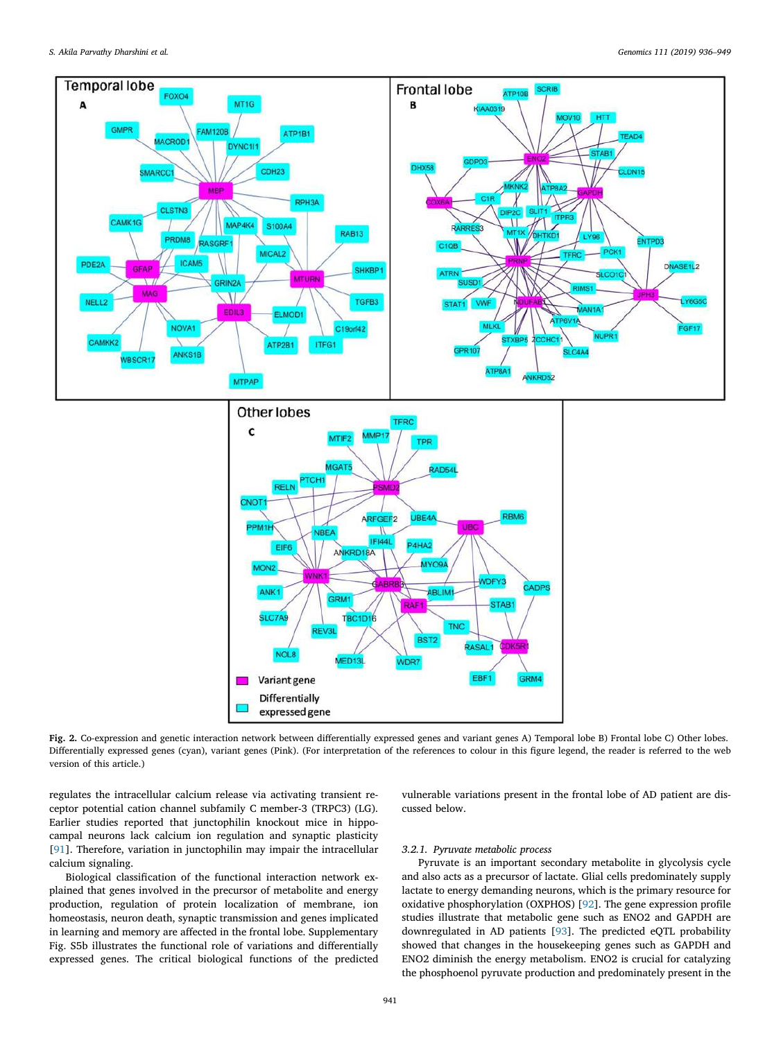Fig. 2. Co-expression and genetic interaction network between differentially expressed genes and variant genes A) Temporal lobe B) Frontal lobe C) Other lobes. Differentially expressed genes (cyan), variant genes (Pink). (For interpretation of the references to colour in this figure legend, the reader is referred to the web version of this article.)

regulates the intracellular calcium release via activating transient receptor potential cation channel subfamily C member-3 (TRPC3) (LG). Earlier studies reported that junctophilin knockout mice in hippocampal neurons lack calcium ion regulation and synaptic plasticity [91]. Therefore, variation in junctophilin may impair the intracellular calcium signaling.

Biological classification of the functional interaction network explained that genes involved in the precursor of metabolite and energy production, regulation of protein localization of membrane, ion homeostasis, neuron death, synaptic transmission and genes implicated in learning and memory are affected in the frontal lobe. Supplementary Fig. S5b illustrates the functional role of variations and differentially expressed genes. The critical biological functions of the predicted vulnerable variations present in the frontal lobe of AD patient are discussed below.

### 3.2.1. Pyruvate metabolic process

Pyruvate is an important secondary metabolite in glycolysis cycle and also acts as a precursor of lactate. Glial cells predominately supply lactate to energy demanding neurons, which is the primary resource for oxidative phosphorylation (OXPHOS) [92]. The gene expression profile studies illustrate that metabolic gene such as ENO2 and GAPDH are downregulated in AD patients [93]. The predicted eQTL probability showed that changes in the housekeeping genes such as GAPDH and ENO2 diminish the energy metabolism. ENO2 is crucial for catalyzing the phosphoenol pyruvate production and predominately present in the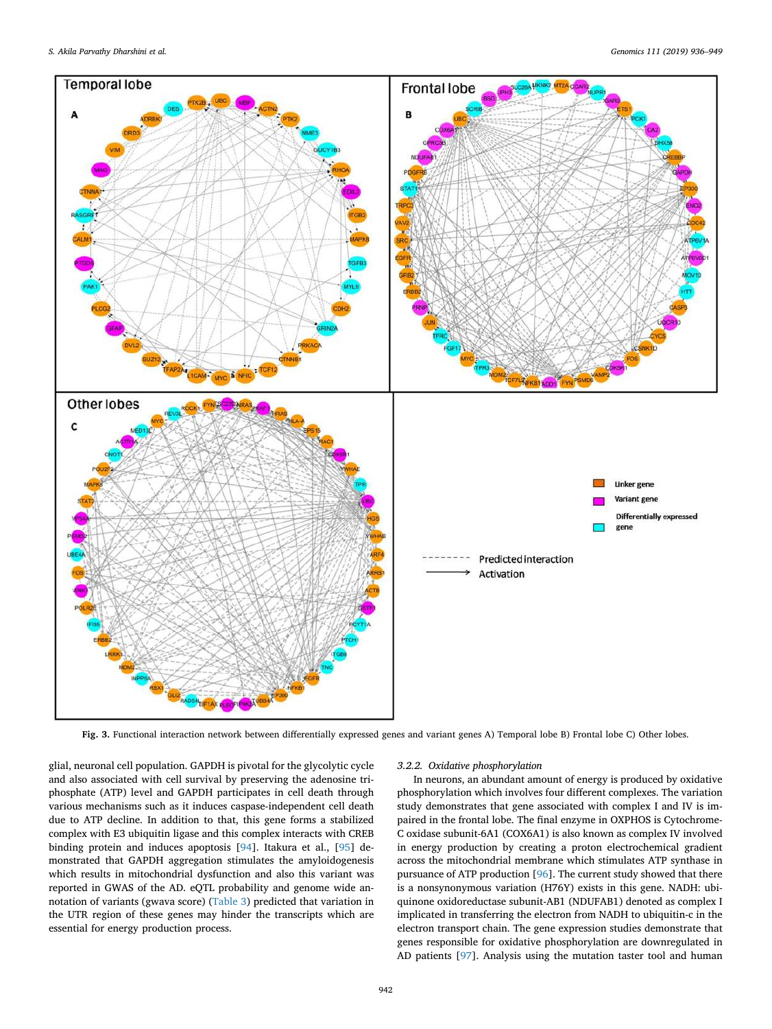**Fig. 3.** Functional interaction network between differentially expressed genes and variant genes A) Temporal lobe B) Frontal lobe C) Other lobes.

glial, neuronal cell population. GAPDH is pivotal for the glycolytic cycle and also associated with cell survival by preserving the adenosine triphosphate (ATP) level and GAPDH participates in cell death through various mechanisms such as it induces caspase-independent cell death due to ATP decline. In addition to that, this gene forms a stabilized complex with E3 ubiquitin ligase and this complex interacts with CREB binding protein and induces apoptosis [94]. Itakura et al., [95] demonstrated that GAPDH aggregation stimulates the amyloidogenesis which results in mitochondrial dysfunction and also this variant was reported in GWAS of the AD. eQTL probability and genome wide annotation of variants (gwava score) (Table 3) predicted that variation in the UTR region of these genes may hinder the transcripts which are essential for energy production process.

### 3.2.2. Oxidative phosphorylation

In neurons, an abundant amount of energy is produced by oxidative phosphorylation which involves four different complexes. The variation study demonstrates that gene associated with complex I and IV is impaired in the frontal lobe. The final enzyme in OXPHOS is Cytochrome-C oxidase subunit-6A1 (COX6A1) is also known as complex IV involved in energy production by creating a proton electrochemical gradient across the mitochondrial membrane which stimulates ATP synthase in pursuance of ATP production [96]. The current study showed that there is a nonsynonymous variation (H76Y) exists in this gene. NADH: ubiquinone oxidoreductase subunit-AB1 (NDUFAB1) denoted as complex I implicated in transferring the electron from NADH to ubiquitin-c in the electron transport chain. The gene expression studies demonstrate that genes responsible for oxidative phosphorylation are downregulated in AD patients [97]. Analysis using the mutation taster tool and human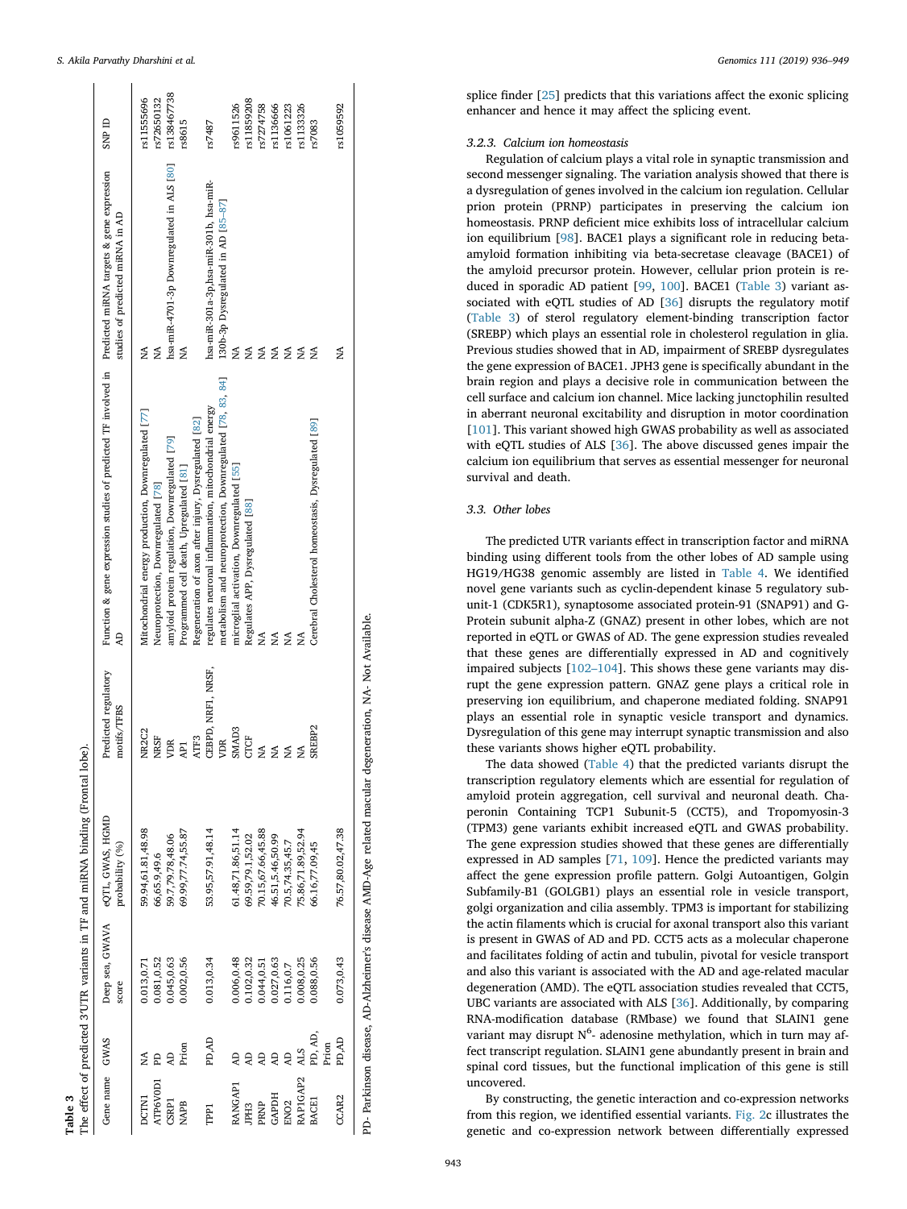**Table 3**
The effect of predicted 3′UTR variants in TF and miRNA binding (Frontal lobe).

| Gene name | GWAS | Deep sea, GWAVA score | eQTL, GWAS, HGMD probability (%) | Predicted regulatory motifs/TFBS | Function & gene expression studies of predicted TF involved in AD | Predicted miRNA targets & gene expression studies of predicted miRNA in AD | SNP ID |
|---|---|---|---|---|---|---|---|
| DCTN1 | NA | 0.013,0.71 | 59.94,61.81,48.98 | NR2C2 | Mitochondrial energy production, Downregulated [77] | NA | rs11555696 |
| ATP6V0D1 | PD | 0.081,0.52 | 66,65.9,49.6 | NRSF | Neuroprotection, Downregulated [78] | NA | rs72650132 |
| CSRP1 | AD | 0.045,0.63 | 59.7,79.78,48.06 | VDR | amyloid protein regulation, Downregulated [79] | hsa-miR-4701-3p Downregulated in ALS [80] | rs138467738 |
| NAPB | Prion | 0.002,0.56 | 69.99,77.74,55.87 | AP1 | Programmed cell death, Upregulated [81] | NA | rs8615 |
| TPP1 | PD,AD | 0.013,0.34 | 53.95,57.91,48.14 | ATF3<br>CEBPD, NRF1, NRSF,<br>VDR | Regeneration of axon after injury, Dysregulated [82]<br>regulates neuronal inflammation, mitochondrial energy metabolism and neuroprotection, Downregulated [78, 83, 84] | hsa-miR-301a-3p,hsa-miR-301b, hsa-miR-130b-3p Dysregulated in AD [85–87] | rs7487 |
| RANGAP1 | AD | 0.006,0.48 | 61.48,71.86,51.14 | SMAD3 | microglial activation, Downregulated [55] | NA | rs9611526 |
| JPH3 | AD | 0.102,0.32 | 69.59,79.1,52.02 | CTCF | Regulates APP, Dysregulated [88] | NA | rs11859208 |
| PRNP | AD | 0.044,0.51 | 70.15,67.66,45.88 | NA | NA | NA | rs7274758 |
| GAPDH | AD | 0.027,0.63 | 46.51,5.46,50.99 | NA | NA | NA | rs1136666 |
| ENO2 | AD | 0.116,0.7 | 70.5,74.35,45.7 | NA | NA | NA | rs1061223 |
| RAP1GAP2 | ALS | 0.008,0.25 | 75.86,71.89,52.94 | NA | NA | NA | rs1133326 |
| BACE1 | PD, AD, Prion | 0.088,0.56 | 66.16,77.09,45 | SREBP2 | Cerebral Cholesterol homeostasis, Dysregulated [89] | NA | rs7083 |
| CCAR2 | PD,AD | 0.073,0.43 | 76.57,80.02,47.38 | | | NA | rs1059592 |

PD- Parkinson disease, AD-Alzheimer's disease AMD-Age related macular degeneration, NA- Not Available.

splice finder [25] predicts that this variations affect the exonic splicing enhancer and hence it may affect the splicing event.

#### 3.2.3. Calcium ion homeostasis

Regulation of calcium plays a vital role in synaptic transmission and second messenger signaling. The variation analysis showed that there is a dysregulation of genes involved in the calcium ion regulation. Cellular prion protein (PRNP) participates in preserving the calcium ion homeostasis. PRNP deficient mice exhibits loss of intracellular calcium ion equilibrium [98]. BACE1 plays a significant role in reducing beta-amyloid formation inhibiting via beta-secretase cleavage (BACE1) of the amyloid precursor protein. However, cellular prion protein is reduced in sporadic AD patient [99, 100]. BACE1 (Table 3) variant associated with eQTL studies of AD [36] disrupts the regulatory motif (Table 3) of sterol regulatory element-binding transcription factor (SREBP) which plays an essential role in cholesterol regulation in glia. Previous studies showed that in AD, impairment of SREBP dysregulates the gene expression of BACE1. JPH3 gene is specifically abundant in the brain region and plays a decisive role in communication between the cell surface and calcium ion channel. Mice lacking junctophilin resulted in aberrant neuronal excitability and disruption in motor coordination [101]. This variant showed high GWAS probability as well as associated with eQTL studies of ALS [36]. The above discussed genes impair the calcium ion equilibrium that serves as essential messenger for neuronal survival and death.

### 3.3. Other lobes

The predicted UTR variants effect in transcription factor and miRNA binding using different tools from the other lobes of AD sample using HG19/HG38 genomic assembly are listed in Table 4. We identified novel gene variants such as cyclin-dependent kinase 5 regulatory subunit-1 (CDK5R1), synaptosome associated protein-91 (SNAP91) and G-Protein subunit alpha-Z (GNAZ) present in other lobes, which are not reported in eQTL or GWAS of AD. The gene expression studies revealed that these genes are differentially expressed in AD and cognitively impaired subjects [102–104]. This shows these gene variants may disrupt the gene expression pattern. GNAZ gene plays a critical role in preserving ion equilibrium, and chaperone mediated folding. SNAP91 plays an essential role in synaptic vesicle transport and dynamics. Dysregulation of this gene may interrupt synaptic transmission and also these variants shows higher eQTL probability.

The data showed (Table 4) that the predicted variants disrupt the transcription regulatory elements which are essential for regulation of amyloid protein aggregation, cell survival and neuronal death. Chaperonin Containing TCP1 Subunit-5 (CCT5), and Tropomyosin-3 (TPM3) gene variants exhibit increased eQTL and GWAS probability. The gene expression studies showed that these genes are differentially expressed in AD samples [71, 109]. Hence the predicted variants may affect the gene expression profile pattern. Golgi Autoantigen, Golgin Subfamily-B1 (GOLGB1) plays an essential role in vesicle transport, golgi organization and cilia assembly. TPM3 is important for stabilizing the actin filaments which is crucial for axonal transport also this variant is present in GWAS of AD and PD. CCT5 acts as a molecular chaperone and facilitates folding of actin and tubulin, pivotal for vesicle transport and also this variant is associated with the AD and age-related macular degeneration (AMD). The eQTL association studies revealed that CCT5, UBC variants are associated with ALS [36]. Additionally, by comparing RNA-modification database (RMbase) we found that SLAIN1 gene variant may disrupt $N^6$- adenosine methylation, which in turn may affect transcript regulation. SLAIN1 gene abundantly present in brain and spinal cord tissues, but the functional implication of this gene is still uncovered.

By constructing, the genetic interaction and co-expression networks from this region, we identified essential variants. Fig. 2c illustrates the genetic and co-expression network between differentially expressed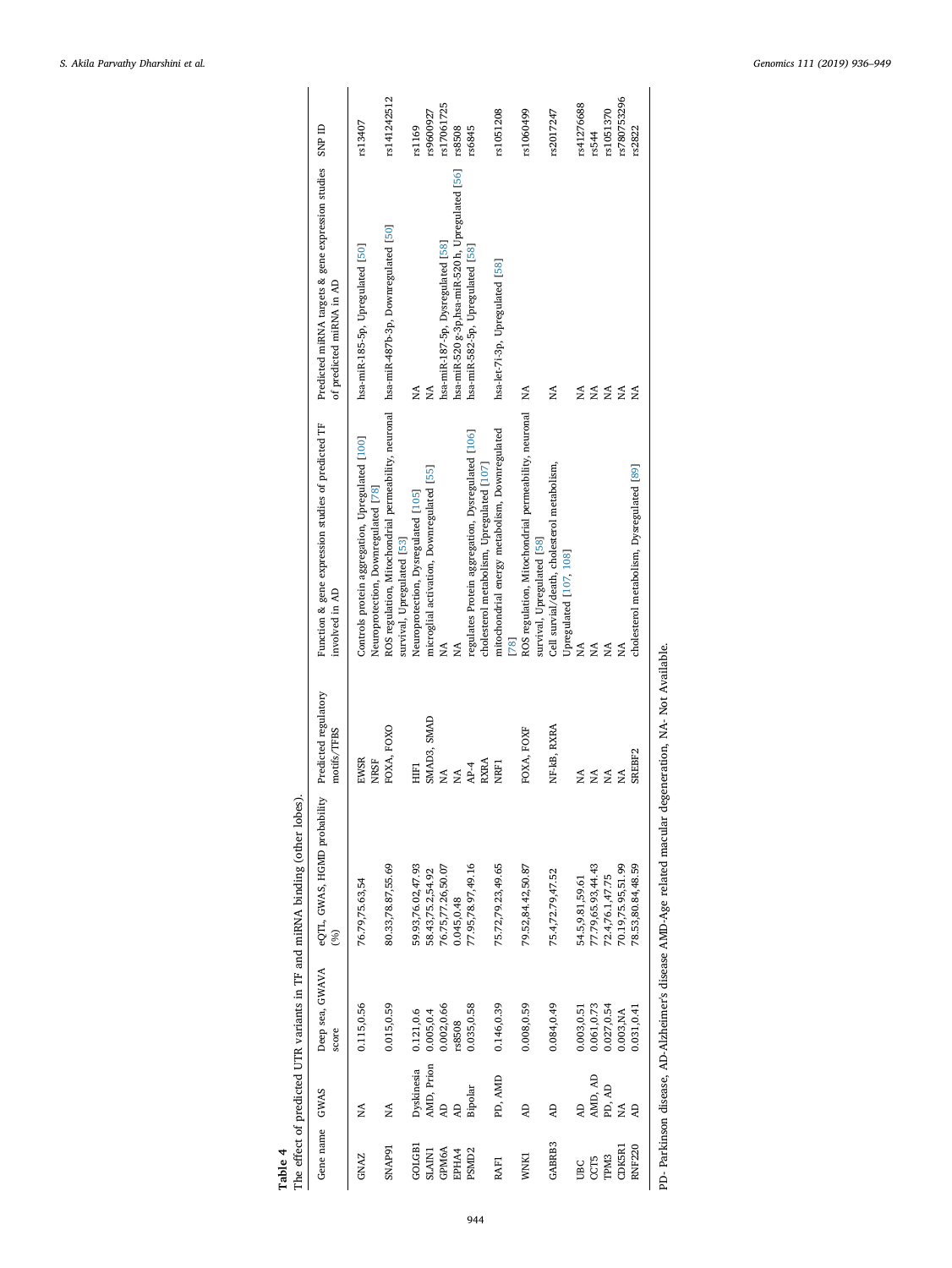**Table 4**
The effect of predicted UTR variants in TF and miRNA binding (other lobes).

| Gene name | GWAS | Deep sea, GWAVA score | eQTL, GWAS, HGMD probability (%) | Predicted regulatory motifs/TFBS | Function & gene expression studies of predicted TF involved in AD | Predicted miRNA targets & gene expression studies of predicted miRNA in AD | SNP ID |
|---|---|---|---|---|---|---|---|
| GNAZ | NA | 0.115,0.56 | 76.79,75.63,54 | EWSR<br>NRSF | Controls protein aggregation, Upregulated [100]<br>Neuroprotection, Downregulated [78] | hsa-miR-185-5p, Upregulated [50] | rs13407 |
| SNAP91 | NA | 0.015,0.59 | 80.33,78.87,55.69 | FOXA, FOXO | ROS regulation, Mitochondrial permeability, neuronal survival, Upregulated [53] | hsa-miR-487b-3p, Downregulated [50] | rs141242512 |
| GOLGB1 | Dyskinesia | 0.121,0.6 | 59.93,76.02,47.93 | HIF1 | Neuroprotection, Dysregulated [105] | NA | rs1169 |
| SLAIN1 | AMD, Prion | 0.005,0.4 | 58.43,75.2,54.92 | SMAD3, SMAD | microglial activation, Downregulated [55] | NA | rs9600927 |
| GPM6A | AD | 0.002,0.66 | 76.75,77.26,50.07 | NA | NA | hsa-miR-187-5p, Dysregulated [58] | rs17061725 |
| EPHA4 | AD | rs8508 | 0.045,0.48 | NA | NA | hsa-miR-520 g-3p,hsa-miR-520 h, Upregulated [56] | rs8508 |
| PSMD2 | Bipolar | 0.035,0.58 | 77.95,78.97,49.16 | AP-4<br>RXRA | regulates Protein aggregation, Dysregulated [106]<br>cholesterol metabolism, Upregulated [107] | hsa-miR-582-5p, Upregulated [58] | rs6845 |
| RAF1 | PD, AMD | 0.146,0.39 | 75.72,79.23,49.65 | NRF1 | mitochondrial energy metabolism, Downregulated [78] | hsa-let-7i-3p, Upregulated [58] | rs1051208 |
| WNK1 | AD | 0.008,0.59 | 79.52,84.42,50.87 | FOXA, FOXF | ROS regulation, Mitochondrial permeability, neuronal survival, Upregulated [58] | NA | rs1060499 |
| GABRB3 | AD | 0.084,0.49 | 75.4,72.79,47.52 | NF-kB, RXRA | Cell survial/death, cholesterol metabolism, Upregulated [107, 108] | NA | rs2017247 |
| UBC | AD | 0.003,0.51 | 54.5,9.81,59.61 | NA | NA | NA | rs41276688 |
| CCT5 | AMD, AD | 0.061,0.73 | 77.79,65.93,44.43 | NA | NA | NA | rs544 |
| TPM3 | PD, AD | 0.027,0.54 | 72.4,76.1,47.75 | NA | NA | NA | rs1051370 |
| CDK5R1 | NA | 0.003,NA | 70.19,75.95,51.99 | NA | NA | NA | rs780753296 |
| RNF220 | AD | 0.031,0.41 | 78.53,80.84,48.59 | SREBF2 | cholesterol metabolism, Dysregulated [89] | NA | rs2822 |

PD- Parkinson disease, AD-Alzheimer's disease AMD-Age related macular degeneration, NA- Not Available.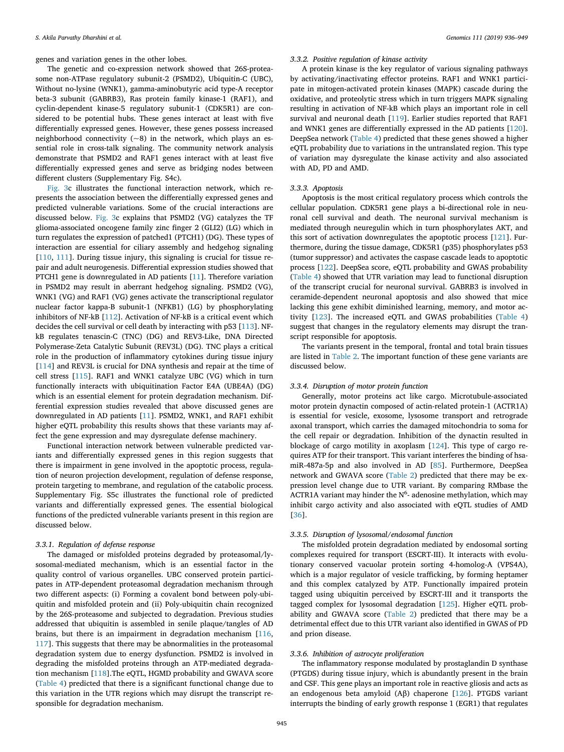genes and variation genes in the other lobes.

The genetic and co-expression network showed that 26S-proteasome non-ATPase regulatory subunit-2 (PSMD2), Ubiquitin-C (UBC), Without no-lysine (WNK1), gamma-aminobutyric acid type-A receptor beta-3 subunit (GABRB3), Ras protein family kinase-1 (RAF1), and cyclin-dependent kinase-5 regulatory subunit-1 (CDK5R1) are considered to be potential hubs. These genes interact at least with five differentially expressed genes. However, these genes possess increased neighborhood connectivity (~8) in the network, which plays an essential role in cross-talk signaling. The community network analysis demonstrate that PSMD2 and RAF1 genes interact with at least five differentially expressed genes and serve as bridging nodes between different clusters (Supplementary Fig. S4c).

Fig. 3c illustrates the functional interaction network, which represents the association between the differentially expressed genes and predicted vulnerable variations. Some of the crucial interactions are discussed below. Fig. 3c explains that PSMD2 (VG) catalyzes the TF glioma-associated oncogene family zinc finger 2 (GLI2) (LG) which in turn regulates the expression of patched1 (PTCH1) (DG). These types of interaction are essential for ciliary assembly and hedgehog signaling [110, 111]. During tissue injury, this signaling is crucial for tissue repair and adult neurogenesis. Differential expression studies showed that PTCH1 gene is downregulated in AD patients [11]. Therefore variation in PSMD2 may result in aberrant hedgehog signaling. PSMD2 (VG), WNK1 (VG) and RAF1 (VG) genes activate the transcriptional regulator nuclear factor kappa-B subunit-1 (NFKB1) (LG) by phosphorylating inhibitors of NF-kB [112]. Activation of NF-kB is a critical event which decides the cell survival or cell death by interacting with p53 [113]. NF-kB regulates tenascin-C (TNC) (DG) and REV3-Like, DNA Directed Polymerase-Zeta Catalytic Subunit (REV3L) (DG). TNC plays a critical role in the production of inflammatory cytokines during tissue injury [114] and REV3L is crucial for DNA synthesis and repair at the time of cell stress [115]. RAF1 and WNK1 catalyze UBC (VG) which in turn functionally interacts with ubiquitination Factor E4A (UBE4A) (DG) which is an essential element for protein degradation mechanism. Differential expression studies revealed that above discussed genes are downregulated in AD patients [11]. PSMD2, WNK1, and RAF1 exhibit higher eQTL probability this results shows that these variants may affect the gene expression and may dysregulate defense machinery.

Functional interaction network between vulnerable predicted variants and differentially expressed genes in this region suggests that there is impairment in gene involved in the apoptotic process, regulation of neuron projection development, regulation of defense response, protein targeting to membrane, and regulation of the catabolic process. Supplementary Fig. S5c illustrates the functional role of predicted variants and differentially expressed genes. The essential biological functions of the predicted vulnerable variants present in this region are discussed below.

#### 3.3.1. Regulation of defense response

The damaged or misfolded proteins degraded by proteasomal/lysosomal-mediated mechanism, which is an essential factor in the quality control of various organelles. UBC conserved protein participates in ATP-dependent proteasomal degradation mechanism through two different aspects: (i) Forming a covalent bond between poly-ubiquitin and misfolded protein and (ii) Poly-ubiquitin chain recognized by the 26S-proteasome and subjected to degradation. Previous studies addressed that ubiquitin is assembled in senile plaque/tangles of AD brains, but there is an impairment in degradation mechanism [116, 117]. This suggests that there may be abnormalities in the proteasomal degradation system due to energy dysfunction. PSMD2 is involved in degrading the misfolded proteins through an ATP-mediated degradation mechanism [118].The eQTL, HGMD probability and GWAVA score (Table 4) predicted that there is a significant functional change due to this variation in the UTR regions which may disrupt the transcript responsible for degradation mechanism.

#### 3.3.2. Positive regulation of kinase activity

A protein kinase is the key regulator of various signaling pathways by activating/inactivating effector proteins. RAF1 and WNK1 participate in mitogen-activated protein kinases (MAPK) cascade during the oxidative, and proteolytic stress which in turn triggers MAPK signaling resulting in activation of NF-kB which plays an important role in cell survival and neuronal death [119]. Earlier studies reported that RAF1 and WNK1 genes are differentially expressed in the AD patients [120]. DeepSea network (Table 4) predicted that these genes showed a higher eQTL probability due to variations in the untranslated region. This type of variation may dysregulate the kinase activity and also associated with AD, PD and AMD.

#### 3.3.3. Apoptosis

Apoptosis is the most critical regulatory process which controls the cellular population. CDK5R1 gene plays a bi-directional role in neuronal cell survival and death. The neuronal survival mechanism is mediated through neuregulin which in turn phosphorylates AKT, and this sort of activation downregulates the apoptotic process [121]. Furthermore, during the tissue damage, CDK5R1 (p35) phosphorylates p53 (tumor suppressor) and activates the caspase cascade leads to apoptotic process [122]. DeepSea score, eQTL probability and GWAS probability (Table 4) showed that UTR variation may lead to functional disruption of the transcript crucial for neuronal survival. GABRB3 is involved in ceramide-dependent neuronal apoptosis and also showed that mice lacking this gene exhibit diminished learning, memory, and motor activity [123]. The increased eQTL and GWAS probabilities (Table 4) suggest that changes in the regulatory elements may disrupt the transcript responsible for apoptosis.

The variants present in the temporal, frontal and total brain tissues are listed in Table 2. The important function of these gene variants are discussed below.

#### 3.3.4. Disruption of motor protein function

Generally, motor proteins act like cargo. Microtubule-associated motor protein dynactin composed of actin-related protein-1 (ACTR1A) is essential for vesicle, exosome, lysosome transport and retrograde axonal transport, which carries the damaged mitochondria to soma for the cell repair or degradation. Inhibition of the dynactin resulted in blockage of cargo motility in axoplasm [124]. This type of cargo requires ATP for their transport. This variant interferes the binding of hsa-miR-487a-5p and also involved in AD [85]. Furthermore, DeepSea network and GWAVA score (Table 2) predicted that there may be expression level change due to UTR variant. By comparing RMbase the ACTR1A variant may hinder the $N^6$- adenosine methylation, which may inhibit cargo activity and also associated with eQTL studies of AMD [36].

#### 3.3.5. Disruption of lysosomal/endosomal function

The misfolded protein degradation mediated by endosomal sorting complexes required for transport (ESCRT-III). It interacts with evolutionary conserved vacuolar protein sorting 4-homolog-A (VPS4A), which is a major regulator of vesicle trafficking, by forming heptamer and this complex catalyzed by ATP. Functionally impaired protein tagged using ubiquitin perceived by ESCRT-III and it transports the tagged complex for lysosomal degradation [125]. Higher eQTL probability and GWAVA score (Table 2) predicted that there may be a detrimental effect due to this UTR variant also identified in GWAS of PD and prion disease.

#### 3.3.6. Inhibition of astrocyte proliferation

The inflammatory response modulated by prostaglandin D synthase (PTGDS) during tissue injury, which is abundantly present in the brain and CSF. This gene plays an important role in reactive gliosis and acts as an endogenous beta amyloid (Aβ) chaperone [126]. PTGDS variant interrupts the binding of early growth response 1 (EGR1) that regulates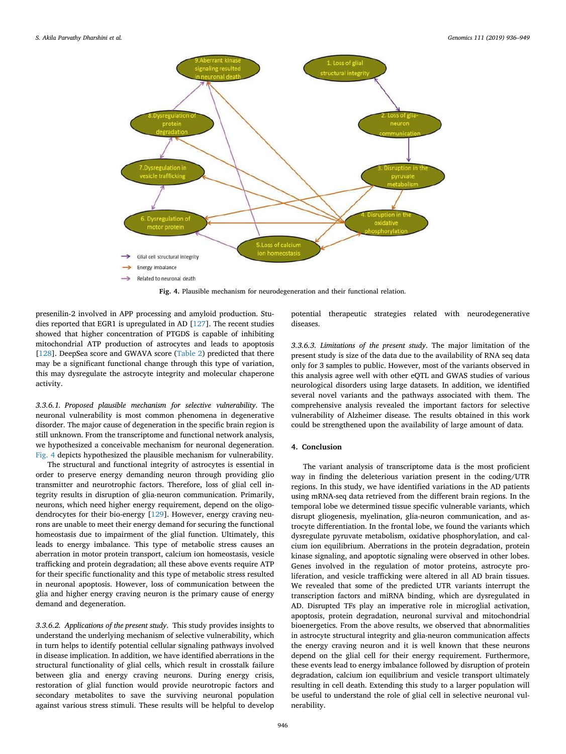1. Loss of glial structural integrity

2. Loss of glia-neuron communication

3. Disruption in the pyruvate metabolism

4. Disruption in the oxidative phosphorylation

5.Loss of calcium ion homeostasis

6. Dysregulation of motor protein

7.Dysregulation in vesicle trafficking

8.Dysregulation of protein degradation

9.Aberrant kinase signaling resulted in neuronal death

Glial cell structural integrity

Energy imbalance

Related to neuronal death

**Fig. 4.** Plausible mechanism for neurodegeneration and their functional relation.

presenilin-2 involved in APP processing and amyloid production. Studies reported that EGR1 is upregulated in AD [127]. The recent studies showed that higher concentration of PTGDS is capable of inhibiting mitochondrial ATP production of astrocytes and leads to apoptosis [128]. DeepSea score and GWAVA score (Table 2) predicted that there may be a significant functional change through this type of variation, this may dysregulate the astrocyte integrity and molecular chaperone activity.

*3.3.6.1. Proposed plausible mechanism for selective vulnerability*. The neuronal vulnerability is most common phenomena in degenerative disorder. The major cause of degeneration in the specific brain region is still unknown. From the transcriptome and functional network analysis, we hypothesized a conceivable mechanism for neuronal degeneration. Fig. 4 depicts hypothesized the plausible mechanism for vulnerability.

The structural and functional integrity of astrocytes is essential in order to preserve energy demanding neuron through providing glio transmitter and neurotrophic factors. Therefore, loss of glial cell integrity results in disruption of glia-neuron communication. Primarily, neurons, which need higher energy requirement, depend on the oligodendrocytes for their bio-energy [129]. However, energy craving neurons are unable to meet their energy demand for securing the functional homeostasis due to impairment of the glial function. Ultimately, this leads to energy imbalance. This type of metabolic stress causes an aberration in motor protein transport, calcium ion homeostasis, vesicle trafficking and protein degradation; all these above events require ATP for their specific functionality and this type of metabolic stress resulted in neuronal apoptosis. However, loss of communication between the glia and higher energy craving neuron is the primary cause of energy demand and degeneration.

*3.3.6.2. Applications of the present study*. This study provides insights to understand the underlying mechanism of selective vulnerability, which in turn helps to identify potential cellular signaling pathways involved in disease implication. In addition, we have identified aberrations in the structural functionality of glial cells, which result in crosstalk failure between glia and energy craving neurons. During energy crisis, restoration of glial function would provide neurotropic factors and secondary metabolites to save the surviving neuronal population against various stress stimuli. These results will be helpful to develop potential therapeutic strategies related with neurodegenerative diseases.

*3.3.6.3. Limitations of the present study*. The major limitation of the present study is size of the data due to the availability of RNA seq data only for 3 samples to public. However, most of the variants observed in this analysis agree well with other eQTL and GWAS studies of various neurological disorders using large datasets. In addition, we identified several novel variants and the pathways associated with them. The comprehensive analysis revealed the important factors for selective vulnerability of Alzheimer disease. The results obtained in this work could be strengthened upon the availability of large amount of data.

## 4. Conclusion

The variant analysis of transcriptome data is the most proficient way in finding the deleterious variation present in the coding/UTR regions. In this study, we have identified variations in the AD patients using mRNA-seq data retrieved from the different brain regions. In the temporal lobe we determined tissue specific vulnerable variants, which disrupt gliogenesis, myelination, glia-neuron communication, and astrocyte differentiation. In the frontal lobe, we found the variants which dysregulate pyruvate metabolism, oxidative phosphorylation, and calcium ion equilibrium. Aberrations in the protein degradation, protein kinase signaling, and apoptotic signaling were observed in other lobes. Genes involved in the regulation of motor proteins, astrocyte proliferation, and vesicle trafficking were altered in all AD brain tissues. We revealed that some of the predicted UTR variants interrupt the transcription factors and miRNA binding, which are dysregulated in AD. Disrupted TFs play an imperative role in microglial activation, apoptosis, protein degradation, neuronal survival and mitochondrial bioenergetics. From the above results, we observed that abnormalities in astrocyte structural integrity and glia-neuron communication affects the energy craving neuron and it is well known that these neurons depend on the glial cell for their energy requirement. Furthermore, these events lead to energy imbalance followed by disruption of protein degradation, calcium ion equilibrium and vesicle transport ultimately resulting in cell death. Extending this study to a larger population will be useful to understand the role of glial cell in selective neuronal vulnerability.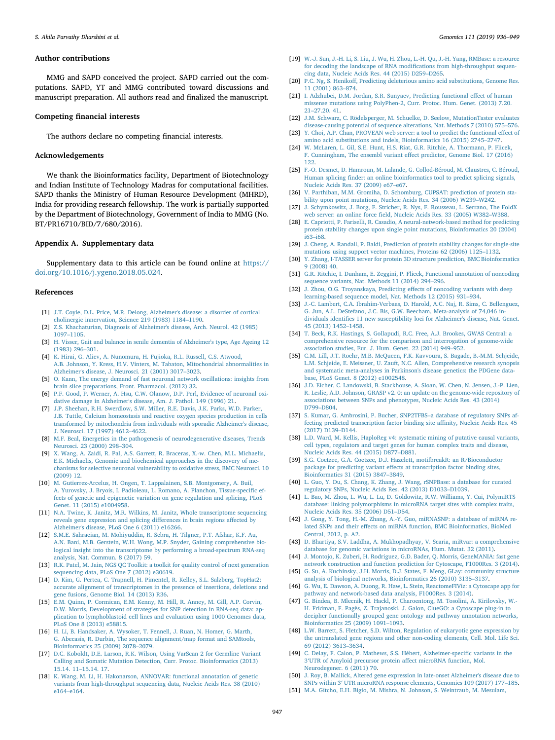## Author contributions

MMG and SAPD conceived the project. SAPD carried out the computations. SAPD, YT and MMG contributed toward discussions and manuscript preparation. All authors read and finalized the manuscript.

## Competing financial interests

The authors declare no competing financial interests.

## Acknowledgements

We thank the Bioinformatics facility, Department of Biotechnology and Indian Institute of Technology Madras for computational facilities. SAPD thanks the Ministry of Human Resource Development (MHRD), India for providing research fellowship. The work is partially supported by the Department of Biotechnology, Government of India to MMG (No. BT/PR16710/BID/7/680/2016).

## Appendix A. Supplementary data

Supplementary data to this article can be found online at https://doi.org/10.1016/j.ygeno.2018.05.024.

## References

[1] J.T. Coyle, D.L. Price, M.R. Delong, Alzheimer's disease: a disorder of cortical cholinergic innervation, Science 219 (1983) 1184–1190.

[2] Z.S. Khachaturian, Diagnosis of Alzheimer's disease, Arch. Neurol. 42 (1985) 1097–1105.

[3] H. Visser, Gait and balance in senile dementia of Alzheimer's type, Age Ageing 12 (1983) 296–301.

[4] K. Hirai, G. Aliev, A. Nunomura, H. Fujioka, R.L. Russell, C.S. Atwood, A.B. Johnson, Y. Kress, H.V. Vinters, M. Tabaton, Mitochondrial abnormalities in Alzheimer's disease, J. Neurosci. 21 (2001) 3017–3023.

[5] O. Kann, The energy demand of fast neuronal network oscillations: insights from brain slice preparations, Front. Pharmacol. (2012) 32.

[6] P.F. Good, P. Werner, A. Hsu, C.W. Olanow, D.P. Perl, Evidence of neuronal oxidative damage in Alzheimer's disease, Am. J. Pathol. 149 (1996) 21.

[7] J.P. Sheehan, R.H. Swerdlow, S.W. Miller, R.E. Davis, J.K. Parks, W.D. Parker, J.B. Tuttle, Calcium homeostasis and reactive oxygen species production in cells transformed by mitochondria from individuals with sporadic Alzheimer's disease, J. Neurosci. 17 (1997) 4612–4622.

[8] M.F. Beal, Energetics in the pathogenesis of neurodegenerative diseases, Trends Neurosci. 23 (2000) 298–304.

[9] X. Wang, A. Zaidi, R. Pal, A.S. Garrett, R. Braceras, X.-w. Chen, M.L. Michaelis, E.K. Michaelis, Genomic and biochemical approaches in the discovery of mechanisms for selective neuronal vulnerability to oxidative stress, BMC Neurosci. 10 (2009) 12.

[10] M. Gutierrez-Arcelus, H. Ongen, T. Lappalainen, S.B. Montgomery, A. Buil, A. Yurovsky, J. Bryois, I. Padioleau, L. Romano, A. Planchon, Tissue-specific effects of genetic and epigenetic variation on gene regulation and splicing, PLoS Genet. 11 (2015) e1004958.

[11] N.A. Twine, K. Janitz, M.R. Wilkins, M. Janitz, Whole transcriptome sequencing reveals gene expression and splicing differences in brain regions affected by Alzheimer's disease, PLoS One 6 (2011) e16266.

[12] S.M.E. Sahraeian, M. Mohiyuddin, R. Sebra, H. Tilgner, P.T. Afshar, K.F. Au, A.N. Bani, M.B. Gerstein, W.H. Wong, M.P. Snyder, Gaining comprehensive biological insight into the transcriptome by performing a broad-spectrum RNA-seq analysis, Nat. Commun. 8 (2017) 59.

[13] R.K. Patel, M. Jain, NGS QC Toolkit: a toolkit for quality control of next generation sequencing data, PLoS One 7 (2012) e30619.

[14] D. Kim, G. Pertea, C. Trapnell, H. Pimentel, R. Kelley, S.L. Salzberg, TopHat2: accurate alignment of transcriptomes in the presence of insertions, deletions and gene fusions, Genome Biol. 14 (2013) R36.

[15] E.M. Quinn, P. Cormican, E.M. Kenny, M. Hill, R. Anney, M. Gill, A.P. Corvin, D.W. Morris, Development of strategies for SNP detection in RNA-seq data: application to lymphoblastoid cell lines and evaluation using 1000 Genomes data, PLoS One 8 (2013) e58815.

[16] H. Li, B. Handsaker, A. Wysoker, T. Fennell, J. Ruan, N. Homer, G. Marth, G. Abecasis, R. Durbin, The sequence alignment/map format and SAMtools, Bioinformatics 25 (2009) 2078–2079.

[17] D.C. Koboldt, D.E. Larson, R.K. Wilson, Using VarScan 2 for Germline Variant Calling and Somatic Mutation Detection, Curr. Protoc. Bioinformatics (2013) 15.14. 11–15.14. 17.

[18] K. Wang, M. Li, H. Hakonarson, ANNOVAR: functional annotation of genetic variants from high-throughput sequencing data, Nucleic Acids Res. 38 (2010) e164–e164.

[19] W.-J. Sun, J.-H. Li, S. Liu, J. Wu, H. Zhou, L.-H. Qu, J.-H. Yang, RMBase: a resource for decoding the landscape of RNA modifications from high-throughput sequencing data, Nucleic Acids Res. 44 (2015) D259–D265.

[20] P.C. Ng, S. Henikoff, Predicting deleterious amino acid substitutions, Genome Res. 11 (2001) 863–874.

[21] I. Adzhubei, D.M. Jordan, S.R. Sunyaev, Predicting functional effect of human missense mutations using PolyPhen-2, Curr. Protoc. Hum. Genet. (2013) 7.20. 21–27.20. 41.

[22] J.M. Schwarz, C. Rödelsperger, M. Schuelke, D. Seelow, MutationTaster evaluates disease-causing potential of sequence alterations, Nat. Methods 7 (2010) 575–576.

[23] Y. Choi, A.P. Chan, PROVEAN web server: a tool to predict the functional effect of amino acid substitutions and indels, Bioinformatics 16 (2015) 2745–2747.

[24] W. McLaren, L. Gil, S.E. Hunt, H.S. Riat, G.R. Ritchie, A. Thormann, P. Flicek, F. Cunningham, The ensembl variant effect predictor, Genome Biol. 17 (2016) 122.

[25] F.-O. Desmet, D. Hamroun, M. Lalande, G. Collod-Béroud, M. Claustres, C. Béroud, Human splicing finder: an online bioinformatics tool to predict splicing signals, Nucleic Acids Res. 37 (2009) e67–e67.

[26] V. Parthiban, M.M. Gromiha, D. Schomburg, CUPSAT: prediction of protein stability upon point mutations, Nucleic Acids Res. 34 (2006) W239–W242.

[27] J. Schymkowitz, J. Borg, F. Stricher, R. Nys, F. Rousseau, L. Serrano, The FoldX web server: an online force field, Nucleic Acids Res. 33 (2005) W382–W388.

[28] E. Capriotti, P. Fariselli, R. Casadio, A neural-network-based method for predicting protein stability changes upon single point mutations, Bioinformatics 20 (2004) i63–i68.

[29] J. Cheng, A. Randall, P. Baldi, Prediction of protein stability changes for single-site mutations using support vector machines, Proteins 62 (2006) 1125–1132.

[30] Y. Zhang, I-TASSER server for protein 3D structure prediction, BMC Bioinformatics 9 (2008) 40.

[31] G.R. Ritchie, I. Dunham, E. Zeggini, P. Flicek, Functional annotation of noncoding sequence variants, Nat. Methods 11 (2014) 294–296.

[32] J. Zhou, O.G. Troyanskaya, Predicting effects of noncoding variants with deep learning-based sequence model, Nat. Methods 12 (2015) 931–934.

[33] J.-C. Lambert, C.A. Ibrahim-Verbaas, D. Harold, A.C. Naj, R. Sims, C. Bellenguez, G. Jun, A.L. DeStefano, J.C. Bis, G.W. Beecham, Meta-analysis of 74,046 individuals identifies 11 new susceptibility loci for Alzheimer's disease, Nat. Genet. 45 (2013) 1452–1458.

[34] T. Beck, R.K. Hastings, S. Gollapudi, R.C. Free, A.J. Brookes, GWAS Central: a comprehensive resource for the comparison and interrogation of genome-wide association studies, Eur. J. Hum. Genet. 22 (2014) 949–952.

[35] C.M. Lill, J.T. Roehr, M.B. McQueen, F.K. Kavvoura, S. Bagade, B.-M.M. Schjeide, L.M. Schjeide, E. Meissner, U. Zauft, N.C. Allen, Comprehensive research synopsis and systematic meta-analyses in Parkinson's disease genetics: the PDGene database, PLoS Genet. 8 (2012) e1002548.

[36] J.D. Eicher, C. Landowski, B. Stackhouse, A. Sloan, W. Chen, N. Jensen, J.-P. Lien, R. Leslie, A.D. Johnson, GRASP v2. 0: an update on the genome-wide repository of associations between SNPs and phenotypes, Nucleic Acids Res. 43 (2014) D799–D804.

[37] S. Kumar, G. Ambrosini, P. Bucher, SNP2TFBS–a database of regulatory SNPs affecting predicted transcription factor binding site affinity, Nucleic Acids Res. 45 (2017) D139–D144.

[38] L.D. Ward, M. Kellis, HaploReg v4: systematic mining of putative causal variants, cell types, regulators and target genes for human complex traits and disease, Nucleic Acids Res. 44 (2015) D877–D881.

[39] S.G. Coetzee, G.A. Coetzee, D.J. Hazelett, motifbreakR: an R/Bioconductor package for predicting variant effects at transcription factor binding sites, Bioinformatics 31 (2015) 3847–3849.

[40] L. Guo, Y. Du, S. Chang, K. Zhang, J. Wang, rSNPBase: a database for curated regulatory SNPs, Nucleic Acids Res. 42 (2013) D1033–D1039.

[41] L. Bao, M. Zhou, L. Wu, L. Lu, D. Goldowitz, R.W. Williams, Y. Cui, PolymiRTS database: linking polymorphisms in microRNA target sites with complex traits, Nucleic Acids Res. 35 (2006) D51–D54.

[42] J. Gong, Y. Tong, H.-M. Zhang, A.-Y. Guo, miRNASNP: a database of miRNA related SNPs and their effects on miRNA function, BMC Bioinformatics, BioMed Central, 2012, p. A2.

[43] D. Bhartiya, S.V. Laddha, A. Mukhopadhyay, V. Scaria, miRvar: a comprehensive database for genomic variations in microRNAs, Hum. Mutat. 32 (2011).

[44] J. Montojo, K. Zuberi, H. Rodriguez, G.D. Bader, Q. Morris, GeneMANIA: fast gene network construction and function prediction for Cytoscape, F1000Res. 3 (2014).

[45] G. Su, A. Kuchinsky, J.H. Morris, D.J. States, F. Meng, GLay: community structure analysis of biological networks, Bioinformatics 26 (2010) 3135–3137.

[46] G. Wu, E. Dawson, A. Duong, R. Haw, L. Stein, ReactomeFIViz: a Cytoscape app for pathway and network-based data analysis, F1000Res. 3 (2014).

[47] G. Bindea, B. Mlecnik, H. Hackl, P. Charoentong, M. Tosolini, A. Kirilovsky, W.-H. Fridman, F. Pagès, Z. Trajanoski, J. Galon, ClueGO: a Cytoscape plug-in to decipher functionally grouped gene ontology and pathway annotation networks, Bioinformatics 25 (2009) 1091–1093.

[48] L.W. Barrett, S. Fletcher, S.D. Wilton, Regulation of eukaryotic gene expression by the untranslated gene regions and other non-coding elements, Cell. Mol. Life Sci. 69 (2012) 3613–3634.

[49] C. Delay, F. Calon, P. Mathews, S.S. Hébert, Alzheimer-specific variants in the 3′UTR of Amyloid precursor protein affect microRNA function, Mol. Neurodegener. 6 (2011) 70.

[50] J. Roy, B. Mallick, Altered gene expression in late-onset Alzheimer's disease due to SNPs within 3′ UTR microRNA response elements, Genomics 109 (2017) 177–185.

[51] M.A. Gitcho, E.H. Bigio, M. Mishra, N. Johnson, S. Weintraub, M. Mesulam,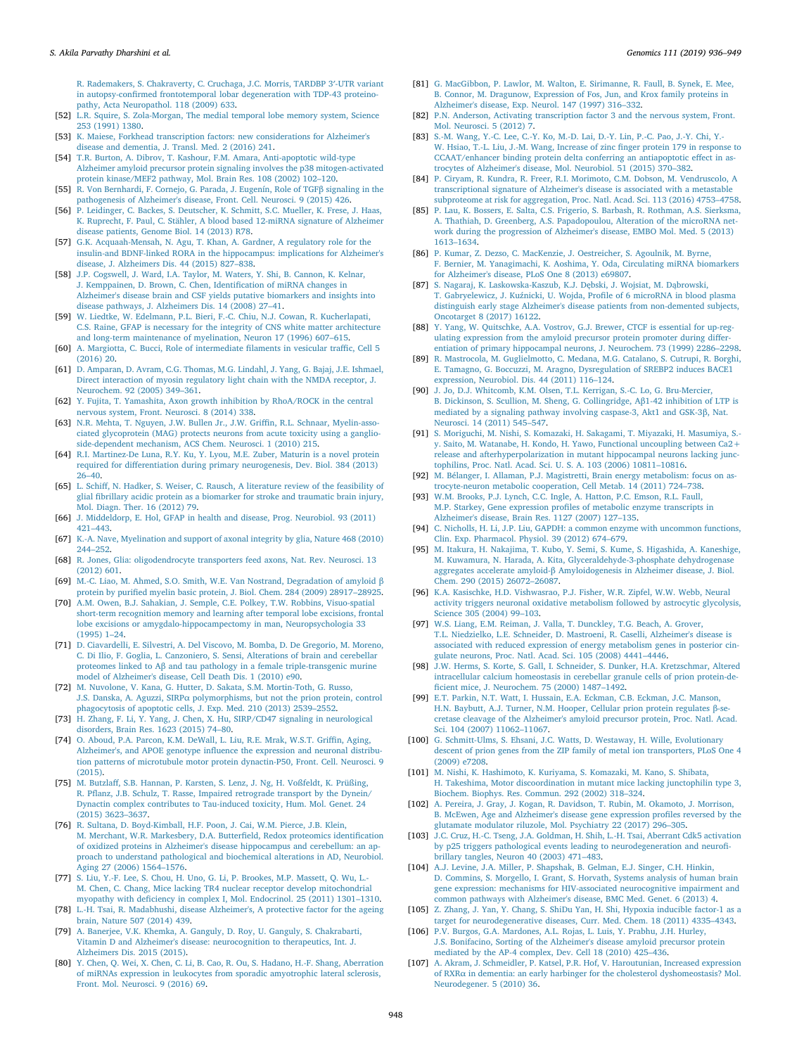R. Rademakers, S. Chakraverty, C. Cruchaga, J.C. Morris, TARDBP 3′-UTR variant in autopsy-confirmed frontotemporal lobar degeneration with TDP-43 proteinopathy, Acta Neuropathol. 118 (2009) 633.

[52] L.R. Squire, S. Zola-Morgan, The medial temporal lobe memory system, Science 253 (1991) 1380.

[53] K. Maiese, Forkhead transcription factors: new considerations for Alzheimer's disease and dementia, J. Transl. Med. 2 (2016) 241.

[54] T.R. Burton, A. Dibrov, T. Kashour, F.M. Amara, Anti-apoptotic wild-type Alzheimer amyloid precursor protein signaling involves the p38 mitogen-activated protein kinase/MEF2 pathway, Mol. Brain Res. 108 (2002) 102–120.

[55] R. Von Bernhardi, F. Cornejo, G. Parada, J. Eugenín, Role of TGFβ signaling in the pathogenesis of Alzheimer's disease, Front. Cell. Neurosci. 9 (2015) 426.

[56] P. Leidinger, C. Backes, S. Deutscher, K. Schmitt, S.C. Mueller, K. Frese, J. Haas, K. Ruprecht, F. Paul, C. Stähler, A blood based 12-miRNA signature of Alzheimer disease patients, Genome Biol. 14 (2013) R78.

[57] G.K. Acquaah-Mensah, N. Agu, T. Khan, A. Gardner, A regulatory role for the insulin-and BDNF-linked RORA in the hippocampus: implications for Alzheimer's disease, J. Alzheimers Dis. 44 (2015) 827–838.

[58] J.P. Cogswell, J. Ward, I.A. Taylor, M. Waters, Y. Shi, B. Cannon, K. Kelnar, J. Kemppainen, D. Brown, C. Chen, Identification of miRNA changes in Alzheimer's disease brain and CSF yields putative biomarkers and insights into disease pathways, J. Alzheimers Dis. 14 (2008) 27–41.

[59] W. Liedtke, W. Edelmann, P.L. Bieri, F.-C. Chiu, N.J. Cowan, R. Kucherlapati, C.S. Raine, GFAP is necessary for the integrity of CNS white matter architecture and long-term maintenance of myelination, Neuron 17 (1996) 607–615.

[60] A. Margiotta, C. Bucci, Role of intermediate filaments in vesicular traffic, Cell 5 (2016) 20.

[61] D. Amparan, D. Avram, C.G. Thomas, M.G. Lindahl, J. Yang, G. Bajaj, J.E. Ishmael, Direct interaction of myosin regulatory light chain with the NMDA receptor, J. Neurochem. 92 (2005) 349–361.

[62] Y. Fujita, T. Yamashita, Axon growth inhibition by RhoA/ROCK in the central nervous system, Front. Neurosci. 8 (2014) 338.

[63] N.R. Mehta, T. Nguyen, J.W. Bullen Jr., J.W. Griffin, R.L. Schnaar, Myelin-associated glycoprotein (MAG) protects neurons from acute toxicity using a ganglioside-dependent mechanism, ACS Chem. Neurosci. 1 (2010) 215.

[64] R.I. Martinez-De Luna, R.Y. Ku, Y. Lyou, M.E. Zuber, Maturin is a novel protein required for differentiation during primary neurogenesis, Dev. Biol. 384 (2013) 26–40.

[65] L. Schiff, N. Hadker, S. Weiser, C. Rausch, A literature review of the feasibility of glial fibrillary acidic protein as a biomarker for stroke and traumatic brain injury, Mol. Diagn. Ther. 16 (2012) 79.

[66] J. Middeldorp, E. Hol, GFAP in health and disease, Prog. Neurobiol. 93 (2011) 421–443.

[67] K.-A. Nave, Myelination and support of axonal integrity by glia, Nature 468 (2010) 244–252.

[68] R. Jones, Glia: oligodendrocyte transporters feed axons, Nat. Rev. Neurosci. 13 (2012) 601.

[69] M.-C. Liao, M. Ahmed, S.O. Smith, W.E. Van Nostrand, Degradation of amyloid β protein by purified myelin basic protein, J. Biol. Chem. 284 (2009) 28917–28925.

[70] A.M. Owen, B.J. Sahakian, J. Semple, C.E. Polkey, T.W. Robbins, Visuo-spatial short-term recognition memory and learning after temporal lobe excisions, frontal lobe excisions or amygdalo-hippocampectomy in man, Neuropsychologia 33 (1995) 1–24.

[71] D. Ciavardelli, E. Silvestri, A. Del Viscovo, M. Bomba, D. De Gregorio, M. Moreno, C. Di Ilio, F. Goglia, L. Canzoniero, S. Sensi, Alterations of brain and cerebellar proteomes linked to Aβ and tau pathology in a female triple-transgenic murine model of Alzheimer's disease, Cell Death Dis. 1 (2010) e90.

[72] M. Nuvolone, V. Kana, G. Hutter, D. Sakata, S.M. Mortin-Toth, G. Russo, J.S. Danska, A. Aguzzi, SIRPα polymorphisms, but not the prion protein, control phagocytosis of apoptotic cells, J. Exp. Med. 210 (2013) 2539–2552.

[73] H. Zhang, F. Li, Y. Yang, J. Chen, X. Hu, SIRP/CD47 signaling in neurological disorders, Brain Res. 1623 (2015) 74–80.

[74] O. Aboud, P.A. Parcon, K.M. DeWall, L. Liu, R.E. Mrak, W.S.T. Griffin, Aging, Alzheimer's, and APOE genotype influence the expression and neuronal distribution patterns of microtubule motor protein dynactin-P50, Front. Cell. Neurosci. 9 (2015).

[75] M. Butzlaff, S.B. Hannan, P. Karsten, S. Lenz, J. Ng, H. Voßfeldt, K. Prüßing, R. Pflanz, J.B. Schulz, T. Rasse, Impaired retrograde transport by the Dynein/Dynactin complex contributes to Tau-induced toxicity, Hum. Mol. Genet. 24 (2015) 3623–3637.

[76] R. Sultana, D. Boyd-Kimball, H.F. Poon, J. Cai, W.M. Pierce, J.B. Klein, M. Merchant, W.R. Markesbery, D.A. Butterfield, Redox proteomics identification of oxidized proteins in Alzheimer's disease hippocampus and cerebellum: an approach to understand pathological and biochemical alterations in AD, Neurobiol. Aging 27 (2006) 1564–1576.

[77] S. Liu, Y.-F. Lee, S. Chou, H. Uno, G. Li, P. Brookes, M.P. Massett, Q. Wu, L.-M. Chen, C. Chang, Mice lacking TR4 nuclear receptor develop mitochondrial myopathy with deficiency in complex I, Mol. Endocrinol. 25 (2011) 1301–1310.

[78] L.-H. Tsai, R. Madabhushi, disease Alzheimer's, A protective factor for the ageing brain, Nature 507 (2014) 439.

[79] A. Banerjee, V.K. Khemka, A. Ganguly, D. Roy, U. Ganguly, S. Chakrabarti, Vitamin D and Alzheimer's disease: neurocognition to therapeutics, Int. J. Alzheimers Dis. 2015 (2015).

[80] Y. Chen, Q. Wei, X. Chen, C. Li, B. Cao, R. Ou, S. Hadano, H.-F. Shang, Aberration of miRNAs expression in leukocytes from sporadic amyotrophic lateral sclerosis, Front. Mol. Neurosci. 9 (2016) 69.

[81] G. MacGibbon, P. Lawlor, M. Walton, E. Sirimanne, R. Faull, B. Synek, E. Mee, B. Connor, M. Dragunow, Expression of Fos, Jun, and Krox family proteins in Alzheimer's disease, Exp. Neurol. 147 (1997) 316–332.

[82] P.N. Anderson, Activating transcription factor 3 and the nervous system, Front. Mol. Neurosci. 5 (2012) 7.

[83] S.-M. Wang, Y.-C. Lee, C.-Y. Ko, M.-D. Lai, D.-Y. Lin, P.-C. Pao, J.-Y. Chi, Y.-W. Hsiao, T.-L. Liu, J.-M. Wang, Increase of zinc finger protein 179 in response to CCAAT/enhancer binding protein delta conferring an antiapoptotic effect in astrocytes of Alzheimer's disease, Mol. Neurobiol. 51 (2015) 370–382.

[84] P. Ciryam, R. Kundra, R. Freer, R.I. Morimoto, C.M. Dobson, M. Vendruscolo, A transcriptional signature of Alzheimer's disease is associated with a metastable subproteome at risk for aggregation, Proc. Natl. Acad. Sci. 113 (2016) 4753–4758.

[85] P. Lau, K. Bossers, E. Salta, C.S. Frigerio, S. Barbash, R. Rothman, A.S. Sierksma, A. Thathiah, D. Greenberg, A.S. Papadopoulou, Alteration of the microRNA network during the progression of Alzheimer's disease, EMBO Mol. Med. 5 (2013) 1613–1634.

[86] P. Kumar, Z. Dezso, C. MacKenzie, J. Oestreicher, S. Agoulnik, M. Byrne, F. Bernier, M. Yanagimachi, K. Aoshima, Y. Oda, Circulating miRNA biomarkers for Alzheimer's disease, PLoS One 8 (2013) e69807.

[87] S. Nagaraj, K. Laskowska-Kaszub, K.J. Dębski, J. Wojsiat, M. Dąbrowski, T. Gabryelewicz, J. Kuźnicki, U. Wojda, Profile of 6 microRNA in blood plasma distinguish early stage Alzheimer's disease patients from non-demented subjects, Oncotarget 8 (2017) 16122.

[88] Y. Yang, W. Quitschke, A.A. Vostrov, G.J. Brewer, CTCF is essential for up-regulating expression from the amyloid precursor protein promoter during differentiation of primary hippocampal neurons, J. Neurochem. 73 (1999) 2286–2298.

[89] R. Mastrocola, M. Guglielmotto, C. Medana, M.G. Catalano, S. Cutrupi, R. Borghi, E. Tamagno, G. Boccuzzi, M. Aragno, Dysregulation of SREBP2 induces BACE1 expression, Neurobiol. Dis. 44 (2011) 116–124.

[90] J. Jo, D.J. Whitcomb, K.M. Olsen, T.L. Kerrigan, S.-C. Lo, G. Bru-Mercier, B. Dickinson, S. Scullion, M. Sheng, G. Collingridge, Aβ1-42 inhibition of LTP is mediated by a signaling pathway involving caspase-3, Akt1 and GSK-3β, Nat. Neurosci. 14 (2011) 545–547.

[91] S. Moriguchi, M. Nishi, S. Komazaki, H. Sakagami, T. Miyazaki, H. Masumiya, S.-y. Saito, M. Watanabe, H. Kondo, H. Yawo, Functional uncoupling between Ca2+ release and afterhyperpolarization in mutant hippocampal neurons lacking junctophilins, Proc. Natl. Acad. Sci. U. S. A. 103 (2006) 10811–10816.

[92] M. Bélanger, I. Allaman, P.J. Magistretti, Brain energy metabolism: focus on astrocyte-neuron metabolic cooperation, Cell Metab. 14 (2011) 724–738.

[93] W.M. Brooks, P.J. Lynch, C.C. Ingle, A. Hatton, P.C. Emson, R.L. Faull, M.P. Starkey, Gene expression profiles of metabolic enzyme transcripts in Alzheimer's disease, Brain Res. 1127 (2007) 127–135.

[94] C. Nicholls, H. Li, J.P. Liu, GAPDH: a common enzyme with uncommon functions, Clin. Exp. Pharmacol. Physiol. 39 (2012) 674–679.

[95] M. Itakura, H. Nakajima, T. Kubo, Y. Semi, S. Kume, S. Higashida, A. Kaneshige, M. Kuwamura, N. Harada, A. Kita, Glyceraldehyde-3-phosphate dehydrogenase aggregates accelerate amyloid-β Amyloidogenesis in Alzheimer disease, J. Biol. Chem. 290 (2015) 26072–26087.

[96] K.A. Kasischke, H.D. Vishwasrao, P.J. Fisher, W.R. Zipfel, W.W. Webb, Neural activity triggers neuronal oxidative metabolism followed by astrocytic glycolysis, Science 305 (2004) 99–103.

[97] W.S. Liang, E.M. Reiman, J. Valla, T. Dunckley, T.G. Beach, A. Grover, T.L. Niedzielko, L.E. Schneider, D. Mastroeni, R. Caselli, Alzheimer's disease is associated with reduced expression of energy metabolism genes in posterior cingulate neurons, Proc. Natl. Acad. Sci. 105 (2008) 4441–4446.

[98] J.W. Herms, S. Korte, S. Gall, I. Schneider, S. Dunker, H.A. Kretzschmar, Altered intracellular calcium homeostasis in cerebellar granule cells of prion protein-deficient mice, J. Neurochem. 75 (2000) 1487–1492.

[99] E.T. Parkin, N.T. Watt, I. Hussain, E.A. Eckman, C.B. Eckman, J.C. Manson, H.N. Baybutt, A.J. Turner, N.M. Hooper, Cellular prion protein regulates β-secretase cleavage of the Alzheimer's amyloid precursor protein, Proc. Natl. Acad. Sci. 104 (2007) 11062–11067.

[100] G. Schmitt-Ulms, S. Ehsani, J.C. Watts, D. Westaway, H. Wille, Evolutionary descent of prion genes from the ZIP family of metal ion transporters, PLoS One 4 (2009) e7208.

[101] M. Nishi, K. Hashimoto, K. Kuriyama, S. Komazaki, M. Kano, S. Shibata, H. Takeshima, Motor discoordination in mutant mice lacking junctophilin type 3, Biochem. Biophys. Res. Commun. 292 (2002) 318–324.

[102] A. Pereira, J. Gray, J. Kogan, R. Davidson, T. Rubin, M. Okamoto, J. Morrison, B. McEwen, Age and Alzheimer's disease gene expression profiles reversed by the glutamate modulator riluzole, Mol. Psychiatry 22 (2017) 296–305.

[103] J.C. Cruz, H.-C. Tseng, J.A. Goldman, H. Shih, L.-H. Tsai, Aberrant Cdk5 activation by p25 triggers pathological events leading to neurodegeneration and neurofibrillary tangles, Neuron 40 (2003) 471–483.

[104] A.J. Levine, J.A. Miller, P. Shapshak, B. Gelman, E.J. Singer, C.H. Hinkin, D. Commins, S. Morgello, I. Grant, S. Horvath, Systems analysis of human brain gene expression: mechanisms for HIV-associated neurocognitive impairment and common pathways with Alzheimer's disease, BMC Med. Genet. 6 (2013) 4.

[105] Z. Zhang, J. Yan, Y. Chang, S. ShiDu Yan, H. Shi, Hypoxia inducible factor-1 as a target for neurodegenerative diseases, Curr. Med. Chem. 18 (2011) 4335–4343.

[106] P.V. Burgos, G.A. Mardones, A.L. Rojas, L. Luis, Y. Prabhu, J.H. Hurley, J.S. Bonifacino, Sorting of the Alzheimer's disease amyloid precursor protein mediated by the AP-4 complex, Dev. Cell 18 (2010) 425–436.

[107] A. Akram, J. Schmeidler, P. Katsel, P.R. Hof, V. Haroutunian, Increased expression of RXRα in dementia: an early harbinger for the cholesterol dyshomeostasis? Mol. Neurodegener. 5 (2010) 36.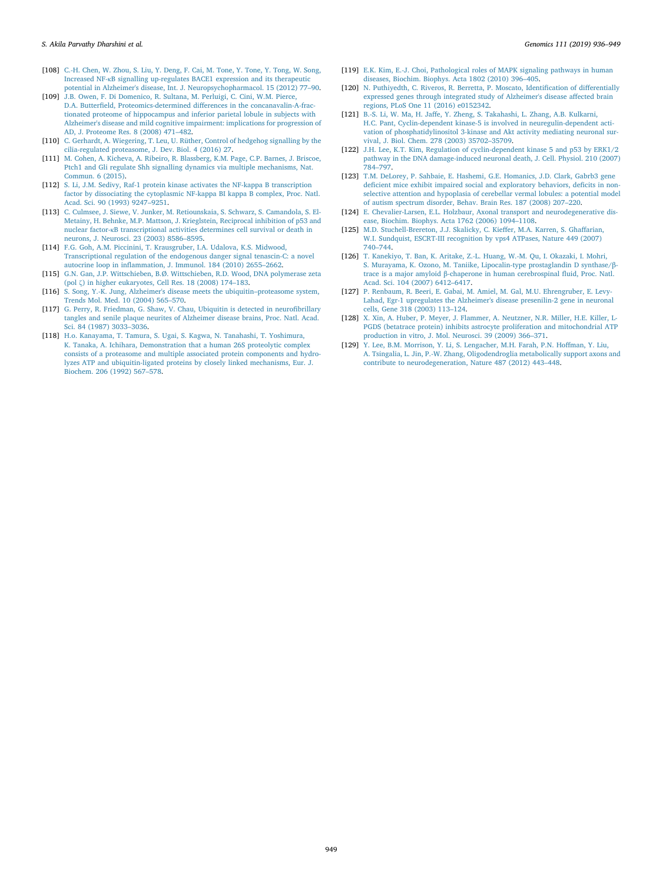[108] C.-H. Chen, W. Zhou, S. Liu, Y. Deng, F. Cai, M. Tone, Y. Tone, Y. Tong, W. Song, Increased NF-κB signalling up-regulates BACE1 expression and its therapeutic potential in Alzheimer's disease, Int. J. Neuropsychopharmacol. 15 (2012) 77–90.

[109] J.B. Owen, F. Di Domenico, R. Sultana, M. Perluigi, C. Cini, W.M. Pierce, D.A. Butterfield, Proteomics-determined differences in the concanavalin-A-fractionated proteome of hippocampus and inferior parietal lobule in subjects with Alzheimer's disease and mild cognitive impairment: implications for progression of AD, J. Proteome Res. 8 (2008) 471–482.

[110] C. Gerhardt, A. Wiegering, T. Leu, U. Rüther, Control of hedgehog signalling by the cilia-regulated proteasome, J. Dev. Biol. 4 (2016) 27.

[111] M. Cohen, A. Kicheva, A. Ribeiro, R. Blassberg, K.M. Page, C.P. Barnes, J. Briscoe, Ptch1 and Gli regulate Shh signalling dynamics via multiple mechanisms, Nat. Commun. 6 (2015).

[112] S. Li, J.M. Sedivy, Raf-1 protein kinase activates the NF-kappa B transcription factor by dissociating the cytoplasmic NF-kappa BI kappa B complex, Proc. Natl. Acad. Sci. 90 (1993) 9247–9251.

[113] C. Culmsee, J. Siewe, V. Junker, M. Retiounskaia, S. Schwarz, S. Camandola, S. El-Metainy, H. Behnke, M.P. Mattson, J. Krieglstein, Reciprocal inhibition of p53 and nuclear factor-κB transcriptional activities determines cell survival or death in neurons, J. Neurosci. 23 (2003) 8586–8595.

[114] F.G. Goh, A.M. Piccinini, T. Krausgruber, I.A. Udalova, K.S. Midwood, Transcriptional regulation of the endogenous danger signal tenascin-C: a novel autocrine loop in inflammation, J. Immunol. 184 (2010) 2655–2662.

[115] G.N. Gan, J.P. Wittschieben, B.Ø. Wittschieben, R.D. Wood, DNA polymerase zeta (pol ζ) in higher eukaryotes, Cell Res. 18 (2008) 174–183.

[116] S. Song, Y.-K. Jung, Alzheimer's disease meets the ubiquitin–proteasome system, Trends Mol. Med. 10 (2004) 565–570.

[117] G. Perry, R. Friedman, G. Shaw, V. Chau, Ubiquitin is detected in neurofibrillary tangles and senile plaque neurites of Alzheimer disease brains, Proc. Natl. Acad. Sci. 84 (1987) 3033–3036.

[118] H.o. Kanayama, T. Tamura, S. Ugai, S. Kagwa, N. Tanahashi, T. Yoshimura, K. Tanaka, A. Ichihara, Demonstration that a human 26S proteolytic complex consists of a proteasome and multiple associated protein components and hydrolyzes ATP and ubiquitin-ligated proteins by closely linked mechanisms, Eur. J. Biochem. 206 (1992) 567–578.

[119] E.K. Kim, E.-J. Choi, Pathological roles of MAPK signaling pathways in human diseases, Biochim. Biophys. Acta 1802 (2010) 396–405.

[120] N. Puthiyedth, C. Riveros, R. Berretta, P. Moscato, Identification of differentially expressed genes through integrated study of Alzheimer's disease affected brain regions, PLoS One 11 (2016) e0152342.

[121] B.-S. Li, W. Ma, H. Jaffe, Y. Zheng, S. Takahashi, L. Zhang, A.B. Kulkarni, H.C. Pant, Cyclin-dependent kinase-5 is involved in neuregulin-dependent activation of phosphatidylinositol 3-kinase and Akt activity mediating neuronal survival, J. Biol. Chem. 278 (2003) 35702–35709.

[122] J.H. Lee, K.T. Kim, Regulation of cyclin-dependent kinase 5 and p53 by ERK1/2 pathway in the DNA damage-induced neuronal death, J. Cell. Physiol. 210 (2007) 784–797.

[123] T.M. DeLorey, P. Sahbaie, E. Hashemi, G.E. Homanics, J.D. Clark, Gabrb3 gene deficient mice exhibit impaired social and exploratory behaviors, deficits in non-selective attention and hypoplasia of cerebellar vermal lobules: a potential model of autism spectrum disorder, Behav. Brain Res. 187 (2008) 207–220.

[124] E. Chevalier-Larsen, E.L. Holzbaur, Axonal transport and neurodegenerative disease, Biochim. Biophys. Acta 1762 (2006) 1094–1108.

[125] M.D. Stuchell-Brereton, J.J. Skalicky, C. Kieffer, M.A. Karren, S. Ghaffarian, W.I. Sundquist, ESCRT-III recognition by vps4 ATPases, Nature 449 (2007) 740–744.

[126] T. Kanekiyo, T. Ban, K. Aritake, Z.-L. Huang, W.-M. Qu, I. Okazaki, I. Mohri, S. Murayama, K. Ozono, M. Taniike, Lipocalin-type prostaglandin D synthase/β-trace is a major amyloid β-chaperone in human cerebrospinal fluid, Proc. Natl. Acad. Sci. 104 (2007) 6412–6417.

[127] P. Renbaum, R. Beeri, E. Gabai, M. Amiel, M. Gal, M.U. Ehrengruber, E. Levy-Lahad, Egr-1 upregulates the Alzheimer's disease presenilin-2 gene in neuronal cells, Gene 318 (2003) 113–124.

[128] X. Xin, A. Huber, P. Meyer, J. Flammer, A. Neutzner, N.R. Miller, H.E. Killer, L-PGDS (betatrace protein) inhibits astrocyte proliferation and mitochondrial ATP production in vitro, J. Mol. Neurosci. 39 (2009) 366–371.

[129] Y. Lee, B.M. Morrison, Y. Li, S. Lengacher, M.H. Farah, P.N. Hoffman, Y. Liu, A. Tsingalia, L. Jin, P.-W. Zhang, Oligodendroglia metabolically support axons and contribute to neurodegeneration, Nature 487 (2012) 443–448.